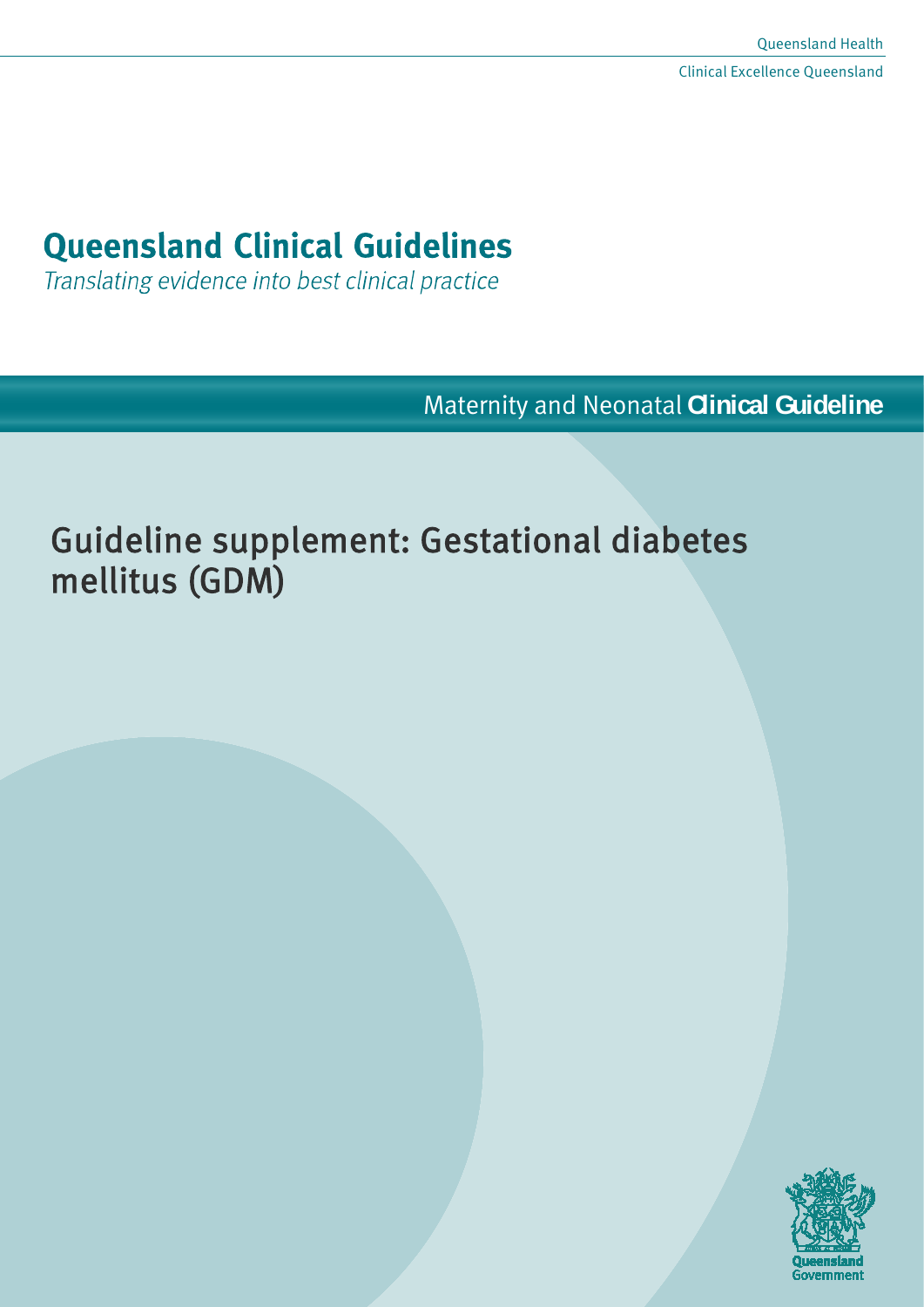Queensland Health

Clinical Excellence Queensland

# Queensland Clinical Guidelines

*Translating evidence into best clinical practice*

Maternity and Neonatal **Clinical Guideline**

## Guideline supplement: Gestational diabetes mellitus (GDM)

Queensland Government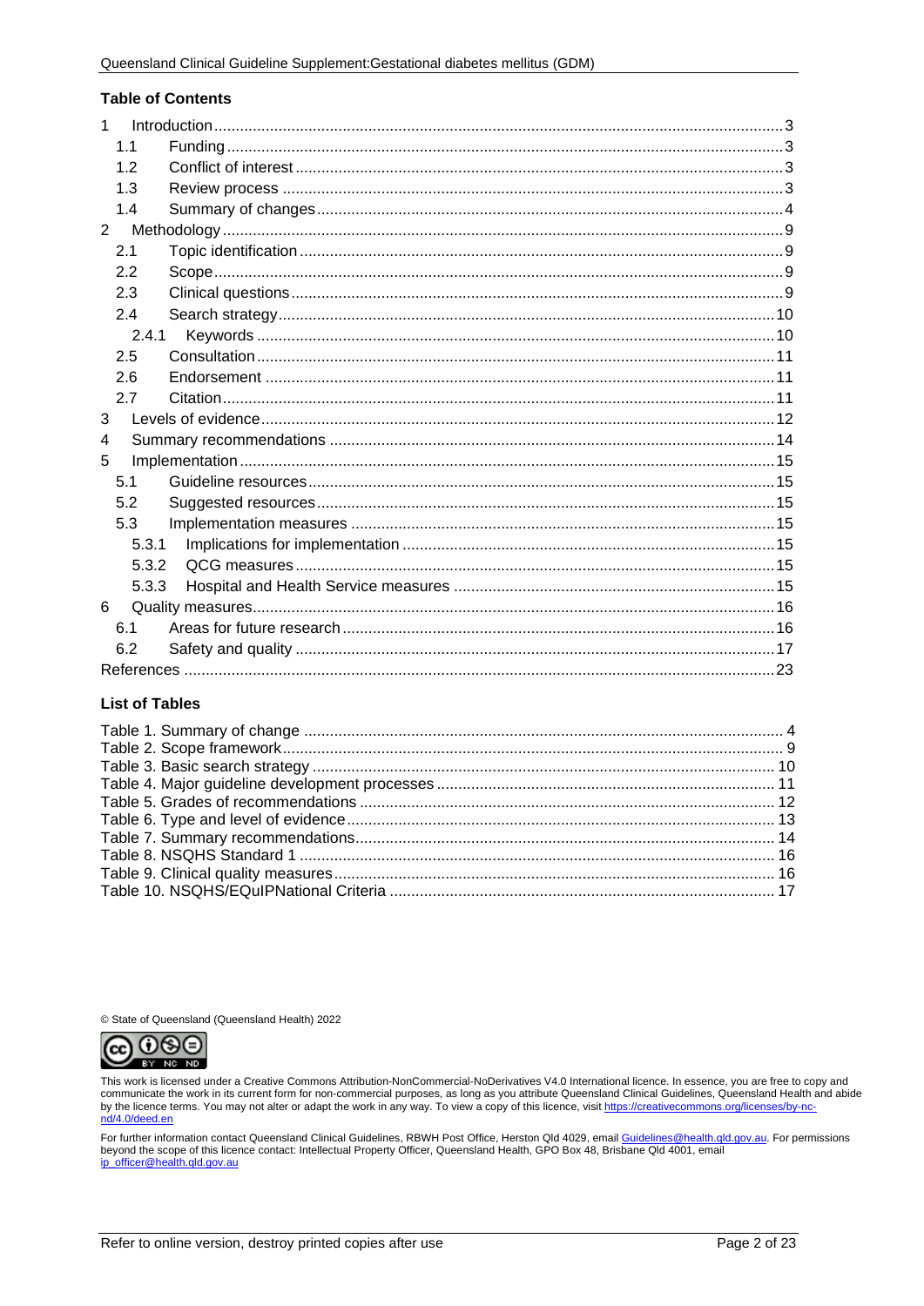## Table of Contents

1 Introduction ..... 3
  1.1 Funding ..... 3
  1.2 Conflict of interest ..... 3
  1.3 Review process ..... 3
  1.4 Summary of changes ..... 4
2 Methodology ..... 9
  2.1 Topic identification ..... 9
  2.2 Scope ..... 9
  2.3 Clinical questions ..... 9
  2.4 Search strategy ..... 10
    2.4.1 Keywords ..... 10
  2.5 Consultation ..... 11
  2.6 Endorsement ..... 11
  2.7 Citation ..... 11
3 Levels of evidence ..... 12
4 Summary recommendations ..... 14
5 Implementation ..... 15
  5.1 Guideline resources ..... 15
  5.2 Suggested resources ..... 15
  5.3 Implementation measures ..... 15
    5.3.1 Implications for implementation ..... 15
    5.3.2 QCG measures ..... 15
    5.3.3 Hospital and Health Service measures ..... 15
6 Quality measures ..... 16
  6.1 Areas for future research ..... 16
  6.2 Safety and quality ..... 17
References ..... 23

## List of Tables

Table 1. Summary of change ..... 4
Table 2. Scope framework ..... 9
Table 3. Basic search strategy ..... 10
Table 4. Major guideline development processes ..... 11
Table 5. Grades of recommendations ..... 12
Table 6. Type and level of evidence ..... 13
Table 7. Summary recommendations ..... 14
Table 8. NSQHS Standard 1 ..... 16
Table 9. Clinical quality measures ..... 16
Table 10. NSQHS/EQuIPNational Criteria ..... 17

© State of Queensland (Queensland Health) 2022

This work is licensed under a Creative Commons Attribution-NonCommercial-NoDerivatives V4.0 International licence. In essence, you are free to copy and communicate the work in its current form for non-commercial purposes, as long as you attribute Queensland Clinical Guidelines, Queensland Health and abide by the licence terms. You may not alter or adapt the work in any way. To view a copy of this licence, visit https://creativecommons.org/licenses/by-nc-nd/4.0/deed.en

For further information contact Queensland Clinical Guidelines, RBWH Post Office, Herston Qld 4029, email Guidelines@health.qld.gov.au. For permissions beyond the scope of this licence contact: Intellectual Property Officer, Queensland Health, GPO Box 48, Brisbane Qld 4001, email ip_officer@health.qld.gov.au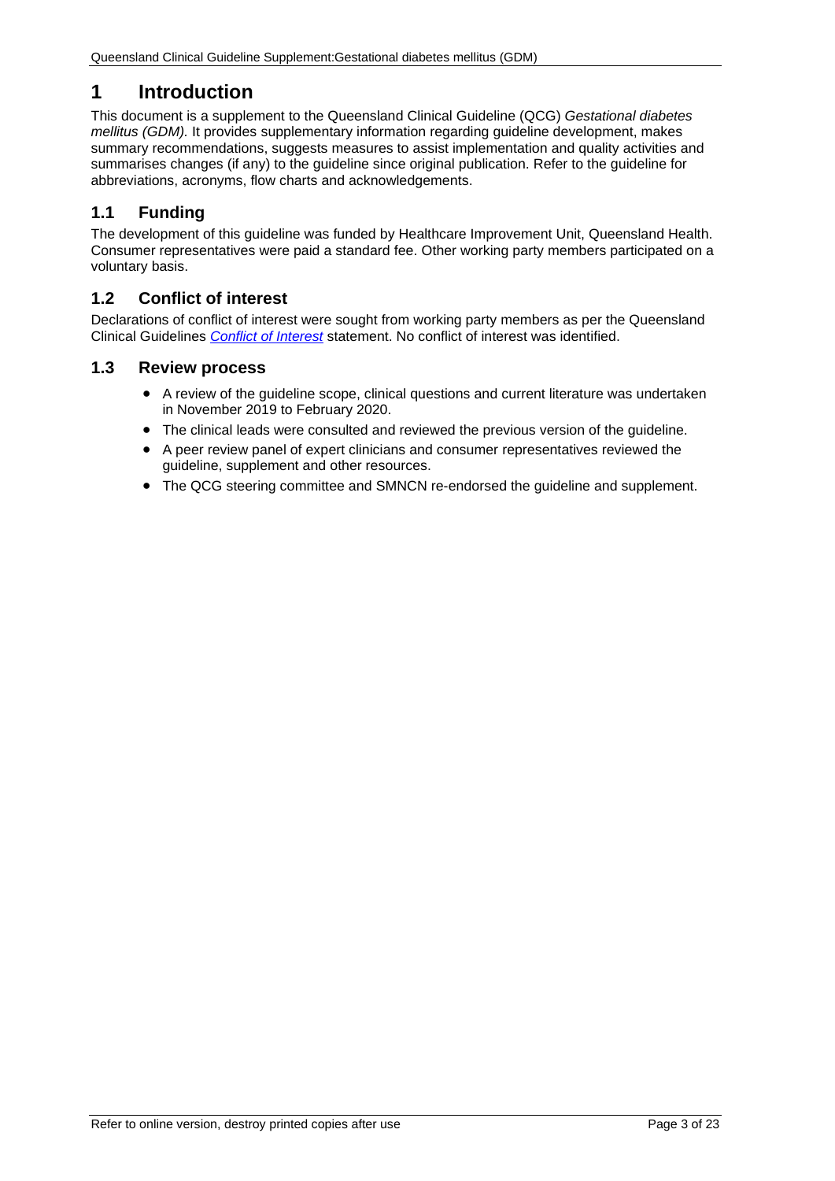# 1 Introduction

This document is a supplement to the Queensland Clinical Guideline (QCG) *Gestational diabetes mellitus (GDM).* It provides supplementary information regarding guideline development, makes summary recommendations, suggests measures to assist implementation and quality activities and summarises changes (if any) to the guideline since original publication. Refer to the guideline for abbreviations, acronyms, flow charts and acknowledgements.

## 1.1 Funding

The development of this guideline was funded by Healthcare Improvement Unit, Queensland Health. Consumer representatives were paid a standard fee. Other working party members participated on a voluntary basis.

## 1.2 Conflict of interest

Declarations of conflict of interest were sought from working party members as per the Queensland Clinical Guidelines *Conflict of Interest* statement. No conflict of interest was identified.

## 1.3 Review process

- A review of the guideline scope, clinical questions and current literature was undertaken in November 2019 to February 2020.
- The clinical leads were consulted and reviewed the previous version of the guideline.
- A peer review panel of expert clinicians and consumer representatives reviewed the guideline, supplement and other resources.
- The QCG steering committee and SMNCN re-endorsed the guideline and supplement.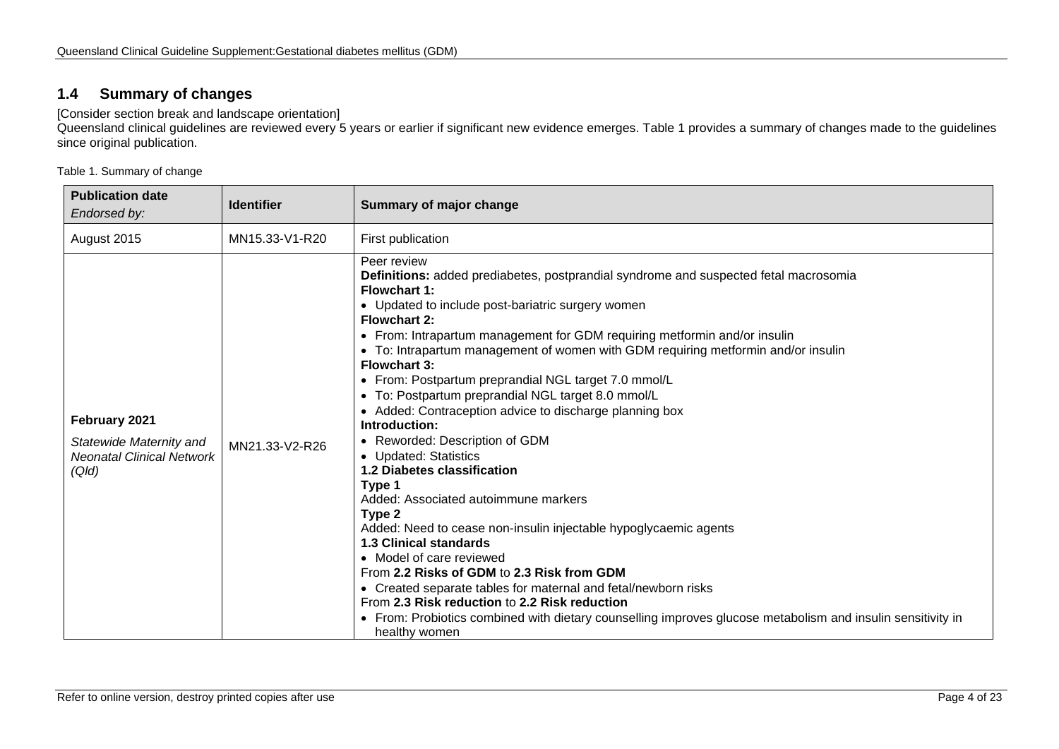## 1.4 Summary of changes

[Consider section break and landscape orientation]

Queensland clinical guidelines are reviewed every 5 years or earlier if significant new evidence emerges. Table 1 provides a summary of changes made to the guidelines since original publication.

Table 1. Summary of change

| **Publication date** *Endorsed by:* | **Identifier** | **Summary of major change** |
|---|---|---|
| August 2015 | MN15.33-V1-R20 | First publication |
| **February 2021** *Statewide Maternity and Neonatal Clinical Network (Qld)* | MN21.33-V2-R26 | Peer review<br>**Definitions:** added prediabetes, postprandial syndrome and suspected fetal macrosomia<br>**Flowchart 1:**<br>• Updated to include post-bariatric surgery women<br>**Flowchart 2:**<br>• From: Intrapartum management for GDM requiring metformin and/or insulin<br>• To: Intrapartum management of women with GDM requiring metformin and/or insulin<br>**Flowchart 3:**<br>• From: Postpartum preprandial NGL target 7.0 mmol/L<br>• To: Postpartum preprandial NGL target 8.0 mmol/L<br>• Added: Contraception advice to discharge planning box<br>**Introduction:**<br>• Reworded: Description of GDM<br>• Updated: Statistics<br>**1.2 Diabetes classification**<br>**Type 1**<br>Added: Associated autoimmune markers<br>**Type 2**<br>Added: Need to cease non-insulin injectable hypoglycaemic agents<br>**1.3 Clinical standards**<br>• Model of care reviewed<br>From **2.2 Risks of GDM** to **2.3 Risk from GDM**<br>• Created separate tables for maternal and fetal/newborn risks<br>From **2.3 Risk reduction** to **2.2 Risk reduction**<br>• From: Probiotics combined with dietary counselling improves glucose metabolism and insulin sensitivity in healthy women |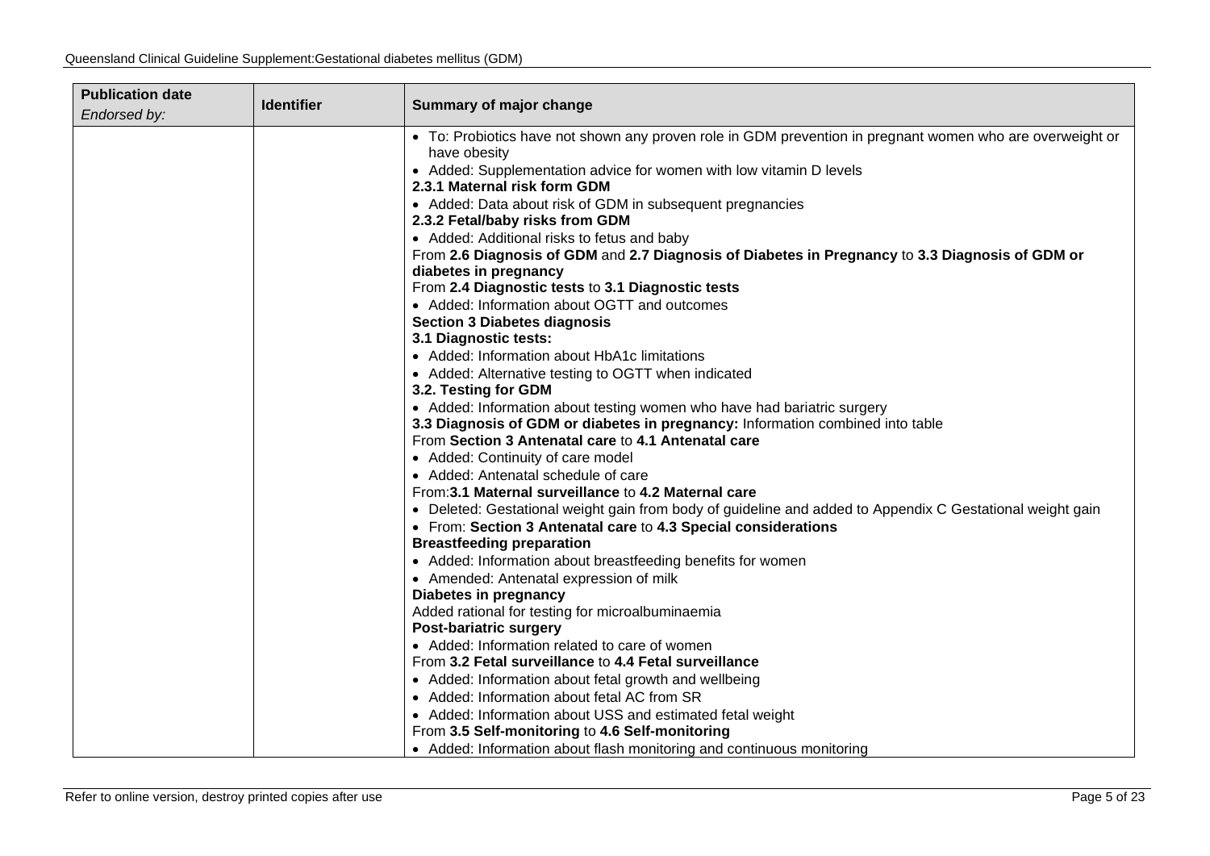| **Publication date** *Endorsed by:* | **Identifier** | **Summary of major change** |
|---|---|---|
| | | • To: Probiotics have not shown any proven role in GDM prevention in pregnant women who are overweight or have obesity<br>• Added: Supplementation advice for women with low vitamin D levels<br>**2.3.1 Maternal risk form GDM**<br>• Added: Data about risk of GDM in subsequent pregnancies<br>**2.3.2 Fetal/baby risks from GDM**<br>• Added: Additional risks to fetus and baby<br>From **2.6 Diagnosis of GDM** and **2.7 Diagnosis of Diabetes in Pregnancy** to **3.3 Diagnosis of GDM or diabetes in pregnancy**<br>From **2.4 Diagnostic tests** to **3.1 Diagnostic tests**<br>• Added: Information about OGTT and outcomes<br>**Section 3 Diabetes diagnosis**<br>**3.1 Diagnostic tests:**<br>• Added: Information about HbA1c limitations<br>• Added: Alternative testing to OGTT when indicated<br>**3.2. Testing for GDM**<br>• Added: Information about testing women who have had bariatric surgery<br>**3.3 Diagnosis of GDM or diabetes in pregnancy:** Information combined into table<br>From **Section 3 Antenatal care** to **4.1 Antenatal care**<br>• Added: Continuity of care model<br>• Added: Antenatal schedule of care<br>From:**3.1 Maternal surveillance** to **4.2 Maternal care**<br>• Deleted: Gestational weight gain from body of guideline and added to Appendix C Gestational weight gain<br>• From: **Section 3 Antenatal care** to **4.3 Special considerations**<br>**Breastfeeding preparation**<br>• Added: Information about breastfeeding benefits for women<br>• Amended: Antenatal expression of milk<br>**Diabetes in pregnancy**<br>Added rational for testing for microalbuminaemia<br>**Post-bariatric surgery**<br>• Added: Information related to care of women<br>From **3.2 Fetal surveillance** to **4.4 Fetal surveillance**<br>• Added: Information about fetal growth and wellbeing<br>• Added: Information about fetal AC from SR<br>• Added: Information about USS and estimated fetal weight<br>From **3.5 Self-monitoring** to **4.6 Self-monitoring**<br>• Added: Information about flash monitoring and continuous monitoring |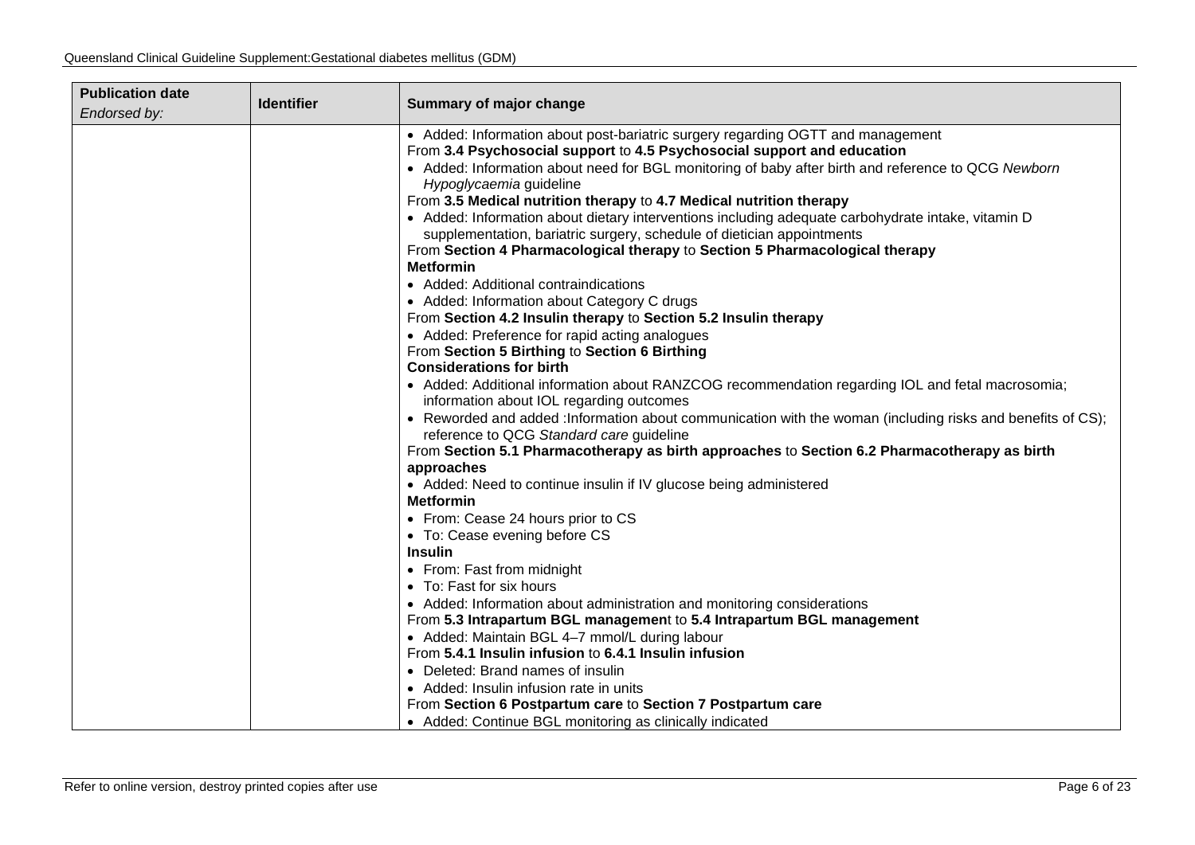| Publication date<br>*Endorsed by:* | Identifier | Summary of major change |
|---|---|---|
| | | • Added: Information about post-bariatric surgery regarding OGTT and management<br>From **3.4 Psychosocial support** to **4.5 Psychosocial support and education**<br>• Added: Information about need for BGL monitoring of baby after birth and reference to QCG *Newborn Hypoglycaemia* guideline<br>From **3.5 Medical nutrition therapy** to **4.7 Medical nutrition therapy**<br>• Added: Information about dietary interventions including adequate carbohydrate intake, vitamin D supplementation, bariatric surgery, schedule of dietician appointments<br>From **Section 4 Pharmacological therapy** to **Section 5 Pharmacological therapy**<br>**Metformin**<br>• Added: Additional contraindications<br>• Added: Information about Category C drugs<br>From **Section 4.2 Insulin therapy** to **Section 5.2 Insulin therapy**<br>• Added: Preference for rapid acting analogues<br>From **Section 5 Birthing** to **Section 6 Birthing**<br>**Considerations for birth**<br>• Added: Additional information about RANZCOG recommendation regarding IOL and fetal macrosomia; information about IOL regarding outcomes<br>• Reworded and added :Information about communication with the woman (including risks and benefits of CS); reference to QCG *Standard care* guideline<br>From **Section 5.1 Pharmacotherapy as birth approaches** to **Section 6.2 Pharmacotherapy as birth approaches**<br>• Added: Need to continue insulin if IV glucose being administered<br>**Metformin**<br>• From: Cease 24 hours prior to CS<br>• To: Cease evening before CS<br>**Insulin**<br>• From: Fast from midnight<br>• To: Fast for six hours<br>• Added: Information about administration and monitoring considerations<br>From **5.3 Intrapartum BGL managemen**t to **5.4 Intrapartum BGL management**<br>• Added: Maintain BGL 4–7 mmol/L during labour<br>From **5.4.1 Insulin infusion** to **6.4.1 Insulin infusion**<br>• Deleted: Brand names of insulin<br>• Added: Insulin infusion rate in units<br>From **Section 6 Postpartum care** to **Section 7 Postpartum care**<br>• Added: Continue BGL monitoring as clinically indicated |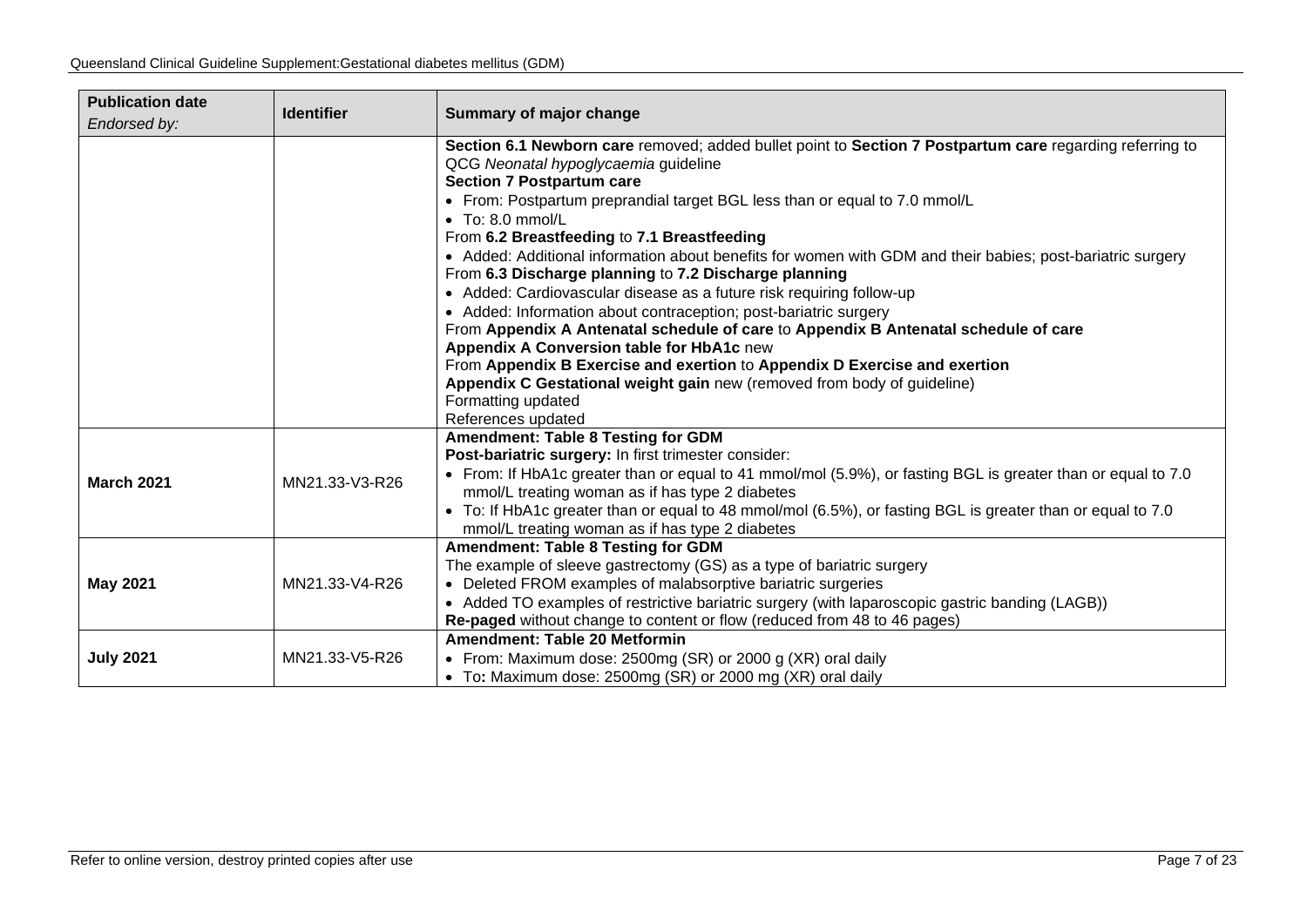| **Publication date** *Endorsed by:* | **Identifier** | **Summary of major change** |
|---|---|---|
| | | **Section 6.1 Newborn care** removed; added bullet point to **Section 7 Postpartum care** regarding referring to QCG *Neonatal hypoglycaemia* guideline<br>**Section 7 Postpartum care**<br>• From: Postpartum preprandial target BGL less than or equal to 7.0 mmol/L<br>• To: 8.0 mmol/L<br>From **6.2 Breastfeeding** to **7.1 Breastfeeding**<br>• Added: Additional information about benefits for women with GDM and their babies; post-bariatric surgery<br>From **6.3 Discharge planning** to **7.2 Discharge planning**<br>• Added: Cardiovascular disease as a future risk requiring follow-up<br>• Added: Information about contraception; post-bariatric surgery<br>From **Appendix A Antenatal schedule of care** to **Appendix B Antenatal schedule of care**<br>**Appendix A Conversion table for HbA1c** new<br>From **Appendix B Exercise and exertion** to **Appendix D Exercise and exertion**<br>**Appendix C Gestational weight gain** new (removed from body of guideline)<br>Formatting updated<br>References updated |
| **March 2021** | MN21.33-V3-R26 | **Amendment: Table 8 Testing for GDM**<br>**Post-bariatric surgery:** In first trimester consider:<br>• From: If HbA1c greater than or equal to 41 mmol/mol (5.9%), or fasting BGL is greater than or equal to 7.0 mmol/L treating woman as if has type 2 diabetes<br>• To: If HbA1c greater than or equal to 48 mmol/mol (6.5%), or fasting BGL is greater than or equal to 7.0 mmol/L treating woman as if has type 2 diabetes |
| **May 2021** | MN21.33-V4-R26 | **Amendment: Table 8 Testing for GDM**<br>The example of sleeve gastrectomy (GS) as a type of bariatric surgery<br>• Deleted FROM examples of malabsorptive bariatric surgeries<br>• Added TO examples of restrictive bariatric surgery (with laparoscopic gastric banding (LAGB))<br>**Re-paged** without change to content or flow (reduced from 48 to 46 pages) |
| **July 2021** | MN21.33-V5-R26 | **Amendment: Table 20 Metformin**<br>• From: Maximum dose: 2500mg (SR) or 2000 g (XR) oral daily<br>• To**:** Maximum dose: 2500mg (SR) or 2000 mg (XR) oral daily |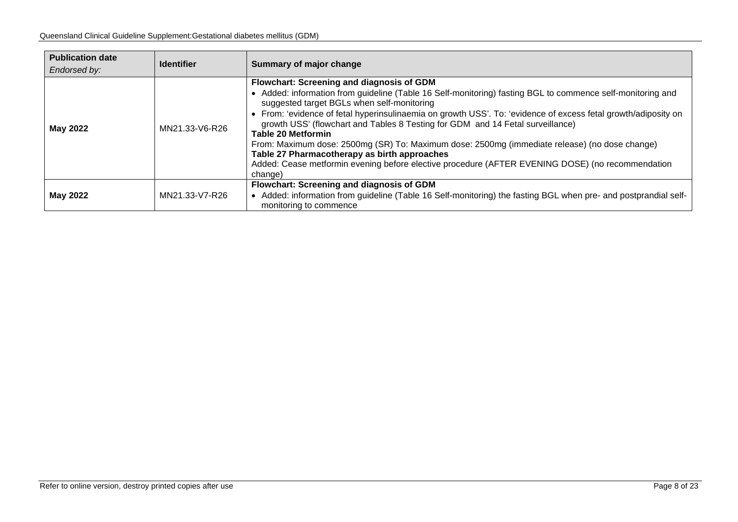| **Publication date** *Endorsed by:* | **Identifier** | **Summary of major change** |
|---|---|---|
| **May 2022** | MN21.33-V6-R26 | **Flowchart: Screening and diagnosis of GDM**<br>• Added: information from guideline (Table 16 Self-monitoring) fasting BGL to commence self-monitoring and suggested target BGLs when self-monitoring<br>• From: 'evidence of fetal hyperinsulinaemia on growth USS'. To: 'evidence of excess fetal growth/adiposity on growth USS' (flowchart and Tables 8 Testing for GDM and 14 Fetal surveillance)<br>**Table 20 Metformin**<br>From: Maximum dose: 2500mg (SR) To: Maximum dose: 2500mg (immediate release) (no dose change)<br>**Table 27 Pharmacotherapy as birth approaches**<br>Added: Cease metformin evening before elective procedure (AFTER EVENING DOSE) (no recommendation change) |
| **May 2022** | MN21.33-V7-R26 | **Flowchart: Screening and diagnosis of GDM**<br>• Added: information from guideline (Table 16 Self-monitoring) the fasting BGL when pre- and postprandial self-monitoring to commence |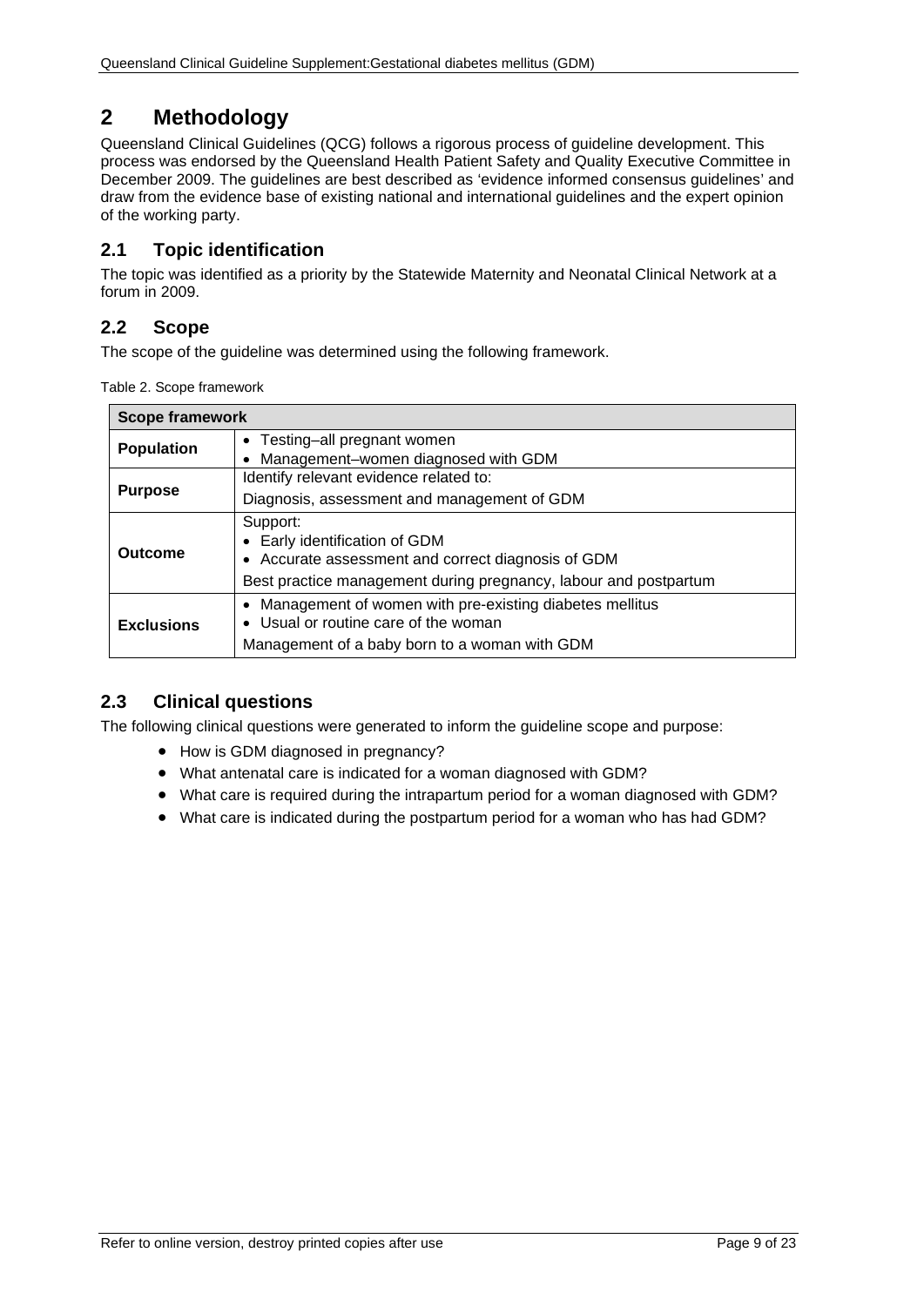# 2 Methodology

Queensland Clinical Guidelines (QCG) follows a rigorous process of guideline development. This process was endorsed by the Queensland Health Patient Safety and Quality Executive Committee in December 2009. The guidelines are best described as 'evidence informed consensus guidelines' and draw from the evidence base of existing national and international guidelines and the expert opinion of the working party.

## 2.1 Topic identification

The topic was identified as a priority by the Statewide Maternity and Neonatal Clinical Network at a forum in 2009.

## 2.2 Scope

The scope of the guideline was determined using the following framework.

Table 2. Scope framework

| Scope framework | |
|---|---|
| **Population** | • Testing–all pregnant women<br>• Management–women diagnosed with GDM |
| **Purpose** | Identify relevant evidence related to:<br>Diagnosis, assessment and management of GDM |
| **Outcome** | Support:<br>• Early identification of GDM<br>• Accurate assessment and correct diagnosis of GDM<br>Best practice management during pregnancy, labour and postpartum |
| **Exclusions** | • Management of women with pre-existing diabetes mellitus<br>• Usual or routine care of the woman<br>Management of a baby born to a woman with GDM |

## 2.3 Clinical questions

The following clinical questions were generated to inform the guideline scope and purpose:

- How is GDM diagnosed in pregnancy?
- What antenatal care is indicated for a woman diagnosed with GDM?
- What care is required during the intrapartum period for a woman diagnosed with GDM?
- What care is indicated during the postpartum period for a woman who has had GDM?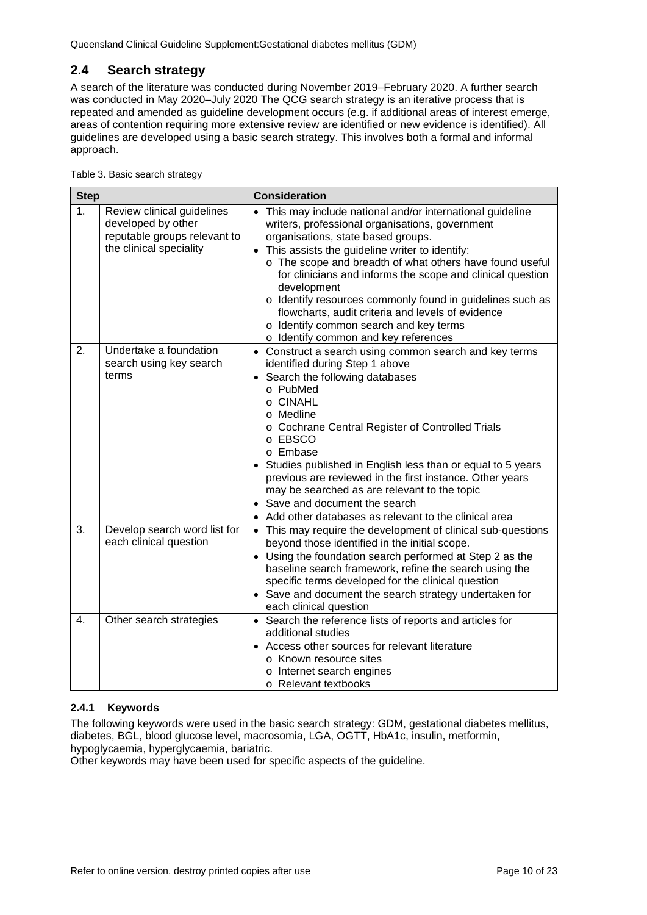## 2.4 Search strategy

A search of the literature was conducted during November 2019–February 2020. A further search was conducted in May 2020–July 2020 The QCG search strategy is an iterative process that is repeated and amended as guideline development occurs (e.g. if additional areas of interest emerge, areas of contention requiring more extensive review are identified or new evidence is identified). All guidelines are developed using a basic search strategy. This involves both a formal and informal approach.

Table 3. Basic search strategy

| Step | | Consideration |
|---|---|---|
| 1. | Review clinical guidelines developed by other reputable groups relevant to the clinical speciality | • This may include national and/or international guideline writers, professional organisations, government organisations, state based groups.<br>• This assists the guideline writer to identify:<br>  o The scope and breadth of what others have found useful for clinicians and informs the scope and clinical question development<br>  o Identify resources commonly found in guidelines such as flowcharts, audit criteria and levels of evidence<br>  o Identify common search and key terms<br>  o Identify common and key references |
| 2. | Undertake a foundation search using key search terms | • Construct a search using common search and key terms identified during Step 1 above<br>• Search the following databases<br>  o PubMed<br>  o CINAHL<br>  o Medline<br>  o Cochrane Central Register of Controlled Trials<br>  o EBSCO<br>  o Embase<br>• Studies published in English less than or equal to 5 years previous are reviewed in the first instance. Other years may be searched as are relevant to the topic<br>• Save and document the search<br>• Add other databases as relevant to the clinical area |
| 3. | Develop search word list for each clinical question | • This may require the development of clinical sub-questions beyond those identified in the initial scope.<br>• Using the foundation search performed at Step 2 as the baseline search framework, refine the search using the specific terms developed for the clinical question<br>• Save and document the search strategy undertaken for each clinical question |
| 4. | Other search strategies | • Search the reference lists of reports and articles for additional studies<br>• Access other sources for relevant literature<br>  o Known resource sites<br>  o Internet search engines<br>  o Relevant textbooks |

### 2.4.1 Keywords

The following keywords were used in the basic search strategy: GDM, gestational diabetes mellitus, diabetes, BGL, blood glucose level, macrosomia, LGA, OGTT, HbA1c, insulin, metformin, hypoglycaemia, hyperglycaemia, bariatric.
Other keywords may have been used for specific aspects of the guideline.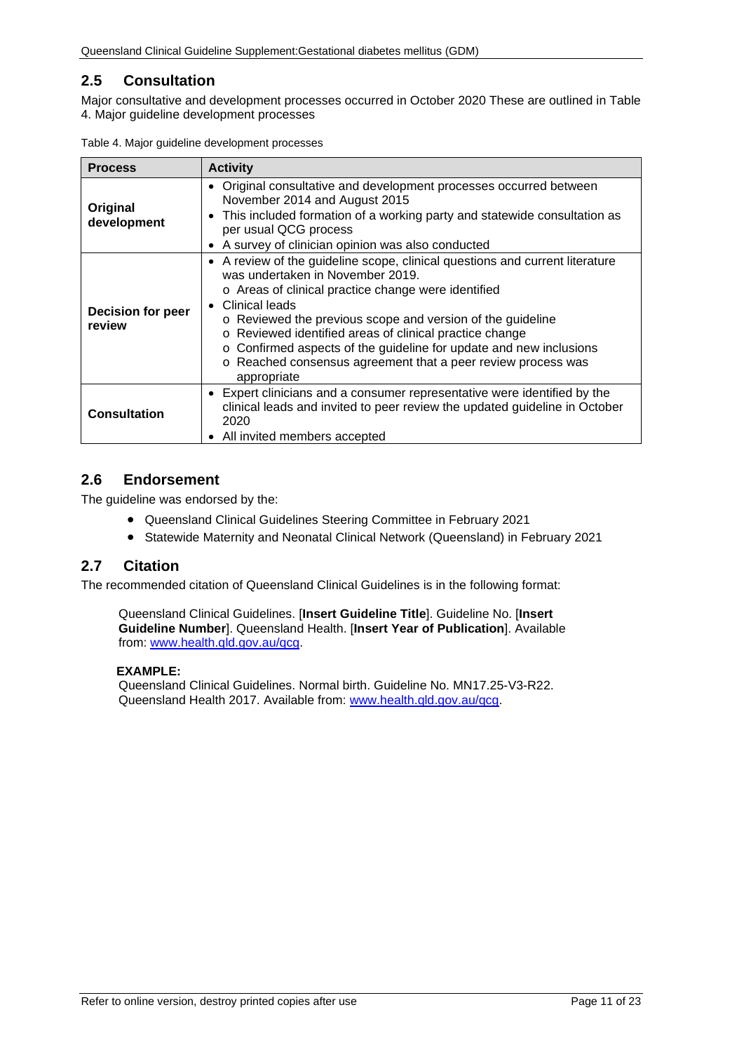## 2.5 Consultation

Major consultative and development processes occurred in October 2020 These are outlined in Table 4. Major guideline development processes

Table 4. Major guideline development processes

| Process | Activity |
|---|---|
| **Original development** | • Original consultative and development processes occurred between November 2014 and August 2015<br>• This included formation of a working party and statewide consultation as per usual QCG process<br>• A survey of clinician opinion was also conducted |
| **Decision for peer review** | • A review of the guideline scope, clinical questions and current literature was undertaken in November 2019.<br>  o Areas of clinical practice change were identified<br>• Clinical leads<br>  o Reviewed the previous scope and version of the guideline<br>  o Reviewed identified areas of clinical practice change<br>  o Confirmed aspects of the guideline for update and new inclusions<br>  o Reached consensus agreement that a peer review process was appropriate |
| **Consultation** | • Expert clinicians and a consumer representative were identified by the clinical leads and invited to peer review the updated guideline in October 2020<br>• All invited members accepted |

## 2.6 Endorsement

The guideline was endorsed by the:

- Queensland Clinical Guidelines Steering Committee in February 2021
- Statewide Maternity and Neonatal Clinical Network (Queensland) in February 2021

## 2.7 Citation

The recommended citation of Queensland Clinical Guidelines is in the following format:

> Queensland Clinical Guidelines. [**Insert Guideline Title**]. Guideline No. [**Insert Guideline Number**]. Queensland Health. [**Insert Year of Publication**]. Available from: www.health.qld.gov.au/qcg.
>
> **EXAMPLE:**
> Queensland Clinical Guidelines. Normal birth. Guideline No. MN17.25-V3-R22. Queensland Health 2017. Available from: www.health.qld.gov.au/qcg.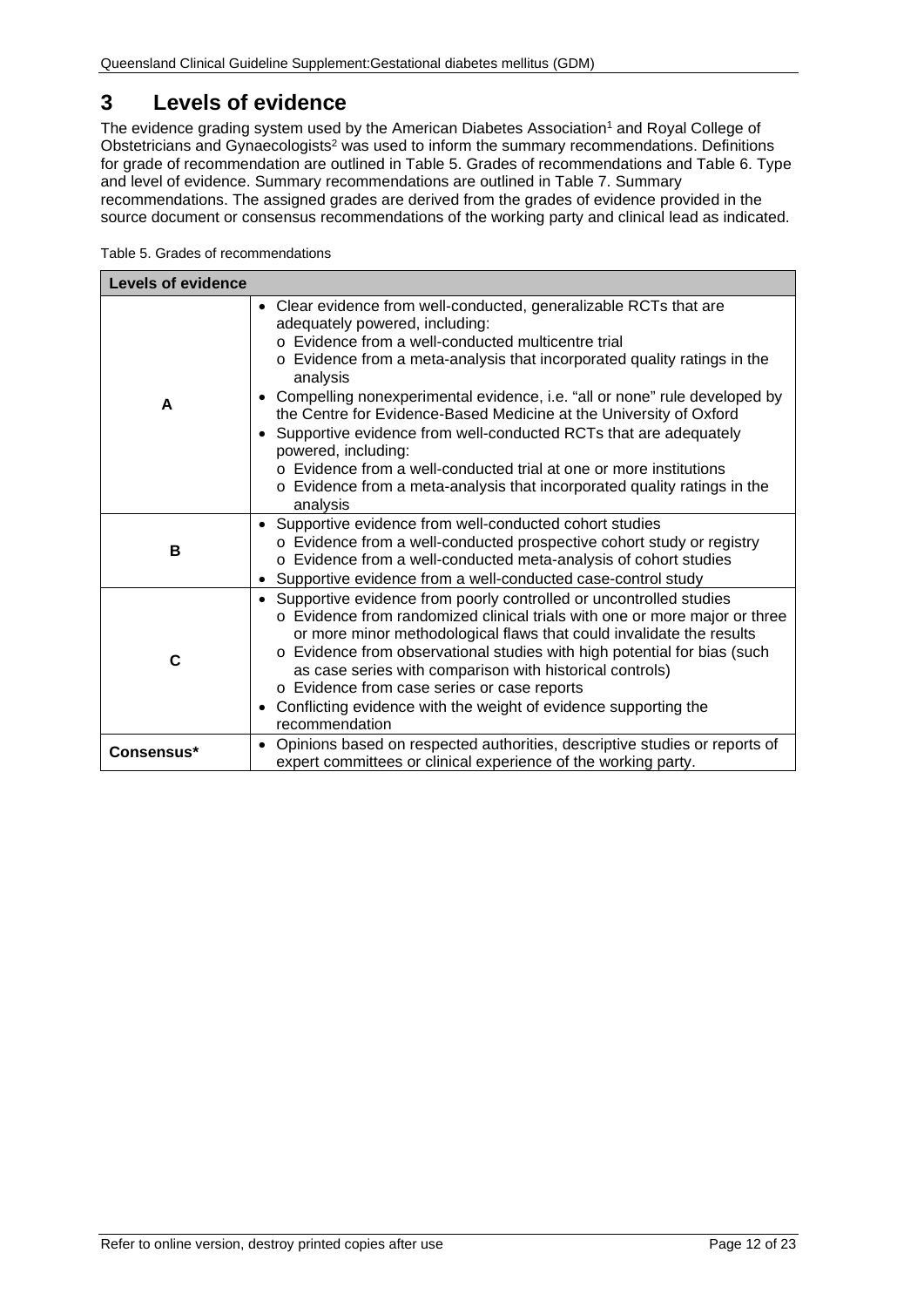# 3 Levels of evidence

The evidence grading system used by the American Diabetes Association[1] and Royal College of Obstetricians and Gynaecologists[2] was used to inform the summary recommendations. Definitions for grade of recommendation are outlined in Table 5. Grades of recommendations and Table 6. Type and level of evidence. Summary recommendations are outlined in Table 7. Summary recommendations. The assigned grades are derived from the grades of evidence provided in the source document or consensus recommendations of the working party and clinical lead as indicated.

Table 5. Grades of recommendations

| Levels of evidence | |
|---|---|
| **A** | • Clear evidence from well-conducted, generalizable RCTs that are adequately powered, including:<br>o Evidence from a well-conducted multicentre trial<br>o Evidence from a meta-analysis that incorporated quality ratings in the analysis<br>• Compelling nonexperimental evidence, i.e. "all or none" rule developed by the Centre for Evidence-Based Medicine at the University of Oxford<br>• Supportive evidence from well-conducted RCTs that are adequately powered, including:<br>o Evidence from a well-conducted trial at one or more institutions<br>o Evidence from a meta-analysis that incorporated quality ratings in the analysis |
| **B** | • Supportive evidence from well-conducted cohort studies<br>o Evidence from a well-conducted prospective cohort study or registry<br>o Evidence from a well-conducted meta-analysis of cohort studies<br>• Supportive evidence from a well-conducted case-control study |
| **C** | • Supportive evidence from poorly controlled or uncontrolled studies<br>o Evidence from randomized clinical trials with one or more major or three or more minor methodological flaws that could invalidate the results<br>o Evidence from observational studies with high potential for bias (such as case series with comparison with historical controls)<br>o Evidence from case series or case reports<br>• Conflicting evidence with the weight of evidence supporting the recommendation |
| **Consensus*** | • Opinions based on respected authorities, descriptive studies or reports of expert committees or clinical experience of the working party. |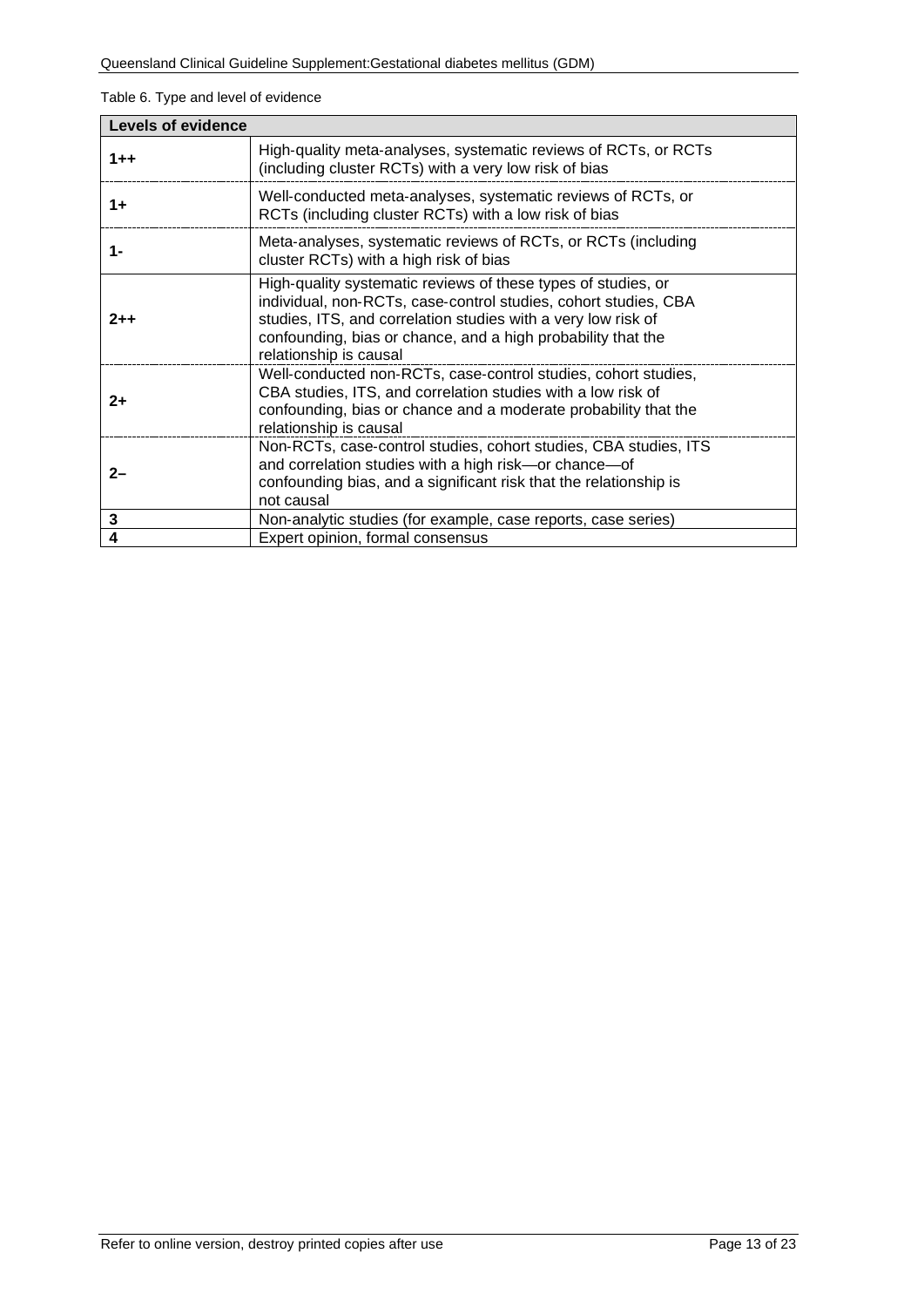Table 6. Type and level of evidence

| Levels of evidence | |
|---|---|
| 1++ | High-quality meta-analyses, systematic reviews of RCTs, or RCTs (including cluster RCTs) with a very low risk of bias |
| 1+ | Well-conducted meta-analyses, systematic reviews of RCTs, or RCTs (including cluster RCTs) with a low risk of bias |
| 1- | Meta-analyses, systematic reviews of RCTs, or RCTs (including cluster RCTs) with a high risk of bias |
| 2++ | High-quality systematic reviews of these types of studies, or individual, non-RCTs, case-control studies, cohort studies, CBA studies, ITS, and correlation studies with a very low risk of confounding, bias or chance, and a high probability that the relationship is causal |
| 2+ | Well-conducted non-RCTs, case-control studies, cohort studies, CBA studies, ITS, and correlation studies with a low risk of confounding, bias or chance and a moderate probability that the relationship is causal |
| 2– | Non-RCTs, case-control studies, cohort studies, CBA studies, ITS and correlation studies with a high risk—or chance—of confounding bias, and a significant risk that the relationship is not causal |
| 3 | Non-analytic studies (for example, case reports, case series) |
| 4 | Expert opinion, formal consensus |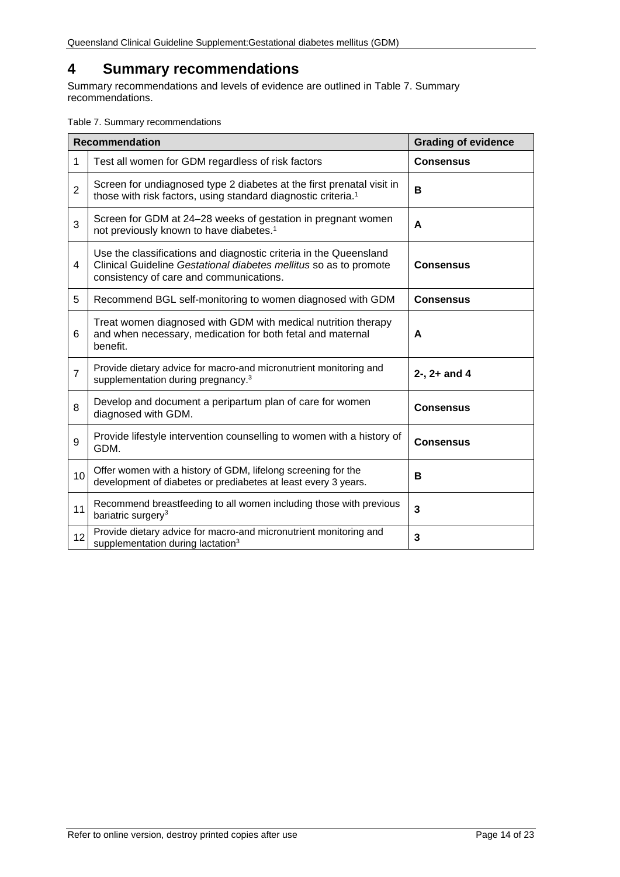# 4 Summary recommendations

Summary recommendations and levels of evidence are outlined in Table 7. Summary recommendations.

Table 7. Summary recommendations

| | Recommendation | Grading of evidence |
|---|---|---|
| 1 | Test all women for GDM regardless of risk factors | **Consensus** |
| 2 | Screen for undiagnosed type 2 diabetes at the first prenatal visit in those with risk factors, using standard diagnostic criteria.[1] | **B** |
| 3 | Screen for GDM at 24–28 weeks of gestation in pregnant women not previously known to have diabetes.[1] | **A** |
| 4 | Use the classifications and diagnostic criteria in the Queensland Clinical Guideline *Gestational diabetes mellitus* so as to promote consistency of care and communications. | **Consensus** |
| 5 | Recommend BGL self-monitoring to women diagnosed with GDM | **Consensus** |
| 6 | Treat women diagnosed with GDM with medical nutrition therapy and when necessary, medication for both fetal and maternal benefit. | **A** |
| 7 | Provide dietary advice for macro-and micronutrient monitoring and supplementation during pregnancy.[3] | **2-, 2+ and 4** |
| 8 | Develop and document a peripartum plan of care for women diagnosed with GDM. | **Consensus** |
| 9 | Provide lifestyle intervention counselling to women with a history of GDM. | **Consensus** |
| 10 | Offer women with a history of GDM, lifelong screening for the development of diabetes or prediabetes at least every 3 years. | **B** |
| 11 | Recommend breastfeeding to all women including those with previous bariatric surgery[3] | **3** |
| 12 | Provide dietary advice for macro-and micronutrient monitoring and supplementation during lactation[3] | **3** |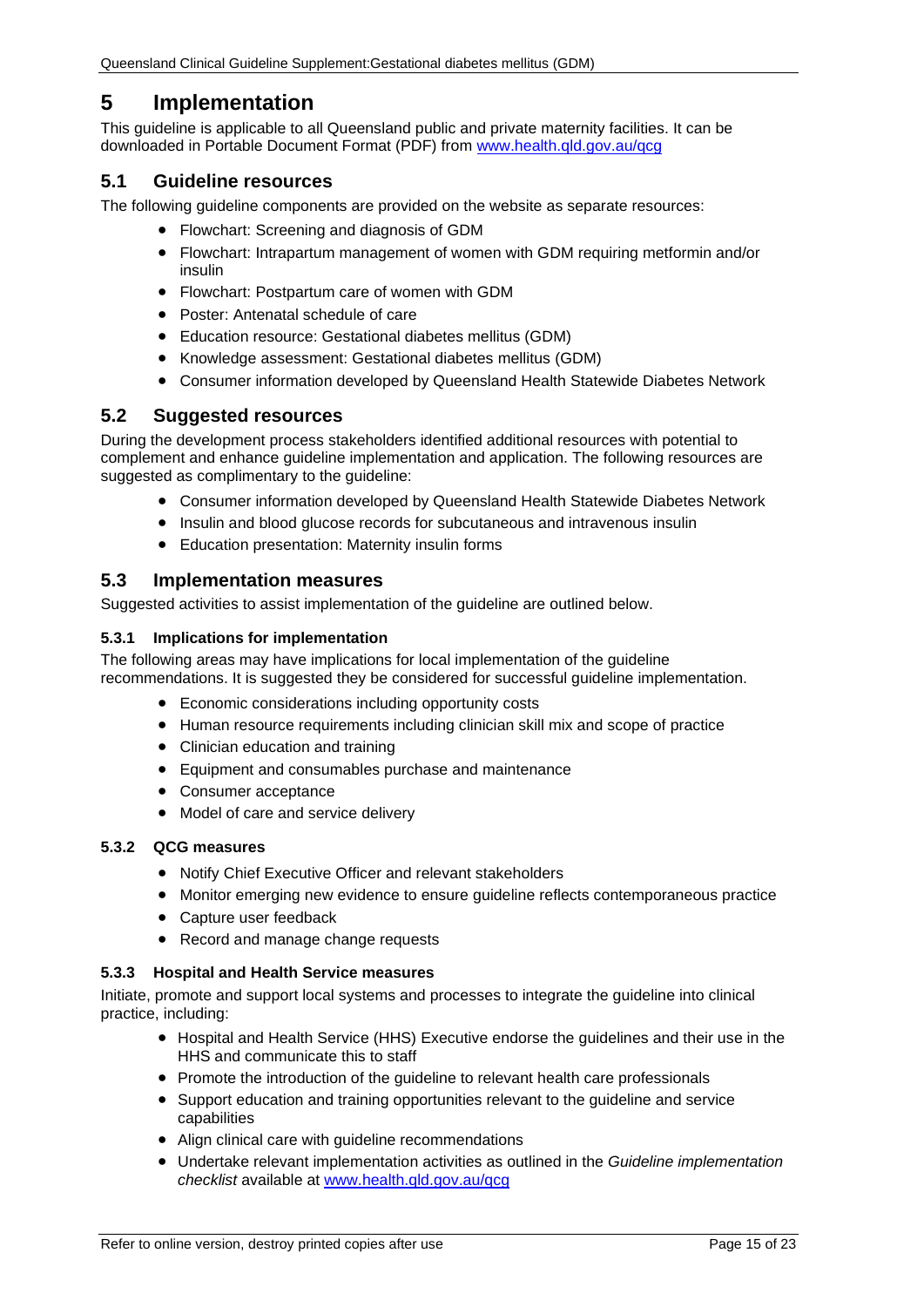# 5 Implementation

This guideline is applicable to all Queensland public and private maternity facilities. It can be downloaded in Portable Document Format (PDF) from [www.health.qld.gov.au/qcg](http://www.health.qld.gov.au/qcg)

## 5.1 Guideline resources

The following guideline components are provided on the website as separate resources:

- Flowchart: Screening and diagnosis of GDM
- Flowchart: Intrapartum management of women with GDM requiring metformin and/or insulin
- Flowchart: Postpartum care of women with GDM
- Poster: Antenatal schedule of care
- Education resource: Gestational diabetes mellitus (GDM)
- Knowledge assessment: Gestational diabetes mellitus (GDM)
- Consumer information developed by Queensland Health Statewide Diabetes Network

## 5.2 Suggested resources

During the development process stakeholders identified additional resources with potential to complement and enhance guideline implementation and application. The following resources are suggested as complimentary to the guideline:

- Consumer information developed by Queensland Health Statewide Diabetes Network
- Insulin and blood glucose records for subcutaneous and intravenous insulin
- Education presentation: Maternity insulin forms

## 5.3 Implementation measures

Suggested activities to assist implementation of the guideline are outlined below.

### 5.3.1 Implications for implementation

The following areas may have implications for local implementation of the guideline recommendations. It is suggested they be considered for successful guideline implementation.

- Economic considerations including opportunity costs
- Human resource requirements including clinician skill mix and scope of practice
- Clinician education and training
- Equipment and consumables purchase and maintenance
- Consumer acceptance
- Model of care and service delivery

### 5.3.2 QCG measures

- Notify Chief Executive Officer and relevant stakeholders
- Monitor emerging new evidence to ensure guideline reflects contemporaneous practice
- Capture user feedback
- Record and manage change requests

### 5.3.3 Hospital and Health Service measures

Initiate, promote and support local systems and processes to integrate the guideline into clinical practice, including:

- Hospital and Health Service (HHS) Executive endorse the guidelines and their use in the HHS and communicate this to staff
- Promote the introduction of the guideline to relevant health care professionals
- Support education and training opportunities relevant to the guideline and service capabilities
- Align clinical care with guideline recommendations
- Undertake relevant implementation activities as outlined in the *Guideline implementation checklist* available at [www.health.qld.gov.au/qcg](http://www.health.qld.gov.au/qcg)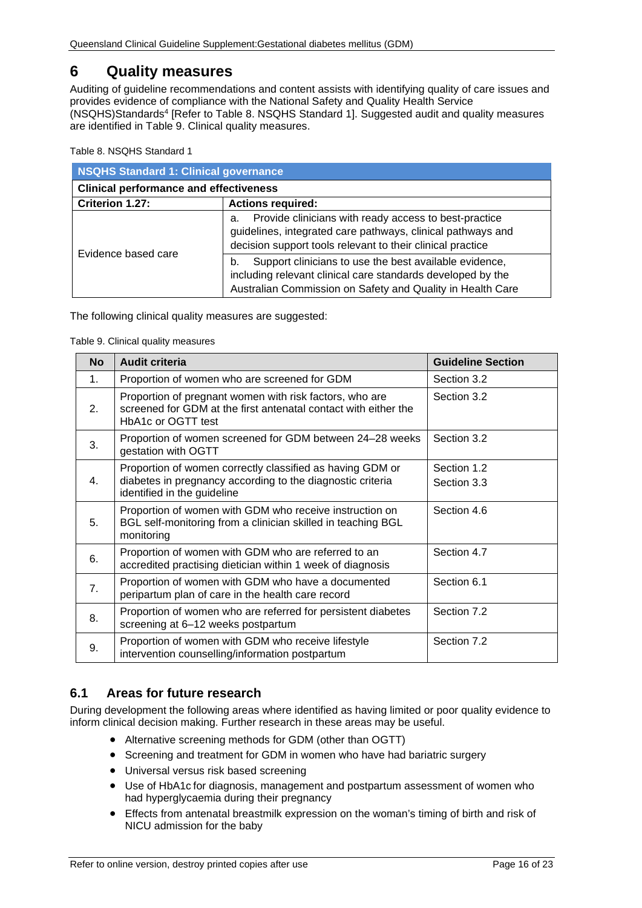# 6 Quality measures

Auditing of guideline recommendations and content assists with identifying quality of care issues and provides evidence of compliance with the National Safety and Quality Health Service (NSQHS)Standards[4] [Refer to Table 8. NSQHS Standard 1]. Suggested audit and quality measures are identified in Table 9. Clinical quality measures.

Table 8. NSQHS Standard 1

| NSQHS Standard 1: Clinical governance | |
|---|---|
| **Clinical performance and effectiveness** | |
| **Criterion 1.27:** | **Actions required:** |
| Evidence based care | a. Provide clinicians with ready access to best-practice guidelines, integrated care pathways, clinical pathways and decision support tools relevant to their clinical practice |
| | b. Support clinicians to use the best available evidence, including relevant clinical care standards developed by the Australian Commission on Safety and Quality in Health Care |

The following clinical quality measures are suggested:

Table 9. Clinical quality measures

| No | Audit criteria | Guideline Section |
|---|---|---|
| 1. | Proportion of women who are screened for GDM | Section 3.2 |
| 2. | Proportion of pregnant women with risk factors, who are screened for GDM at the first antenatal contact with either the HbA1c or OGTT test | Section 3.2 |
| 3. | Proportion of women screened for GDM between 24–28 weeks gestation with OGTT | Section 3.2 |
| 4. | Proportion of women correctly classified as having GDM or diabetes in pregnancy according to the diagnostic criteria identified in the guideline | Section 1.2<br>Section 3.3 |
| 5. | Proportion of women with GDM who receive instruction on BGL self-monitoring from a clinician skilled in teaching BGL monitoring | Section 4.6 |
| 6. | Proportion of women with GDM who are referred to an accredited practising dietician within 1 week of diagnosis | Section 4.7 |
| 7. | Proportion of women with GDM who have a documented peripartum plan of care in the health care record | Section 6.1 |
| 8. | Proportion of women who are referred for persistent diabetes screening at 6–12 weeks postpartum | Section 7.2 |
| 9. | Proportion of women with GDM who receive lifestyle intervention counselling/information postpartum | Section 7.2 |

## 6.1 Areas for future research

During development the following areas where identified as having limited or poor quality evidence to inform clinical decision making. Further research in these areas may be useful.

- Alternative screening methods for GDM (other than OGTT)
- Screening and treatment for GDM in women who have had bariatric surgery
- Universal versus risk based screening
- Use of HbA1c for diagnosis, management and postpartum assessment of women who had hyperglycaemia during their pregnancy
- Effects from antenatal breastmilk expression on the woman's timing of birth and risk of NICU admission for the baby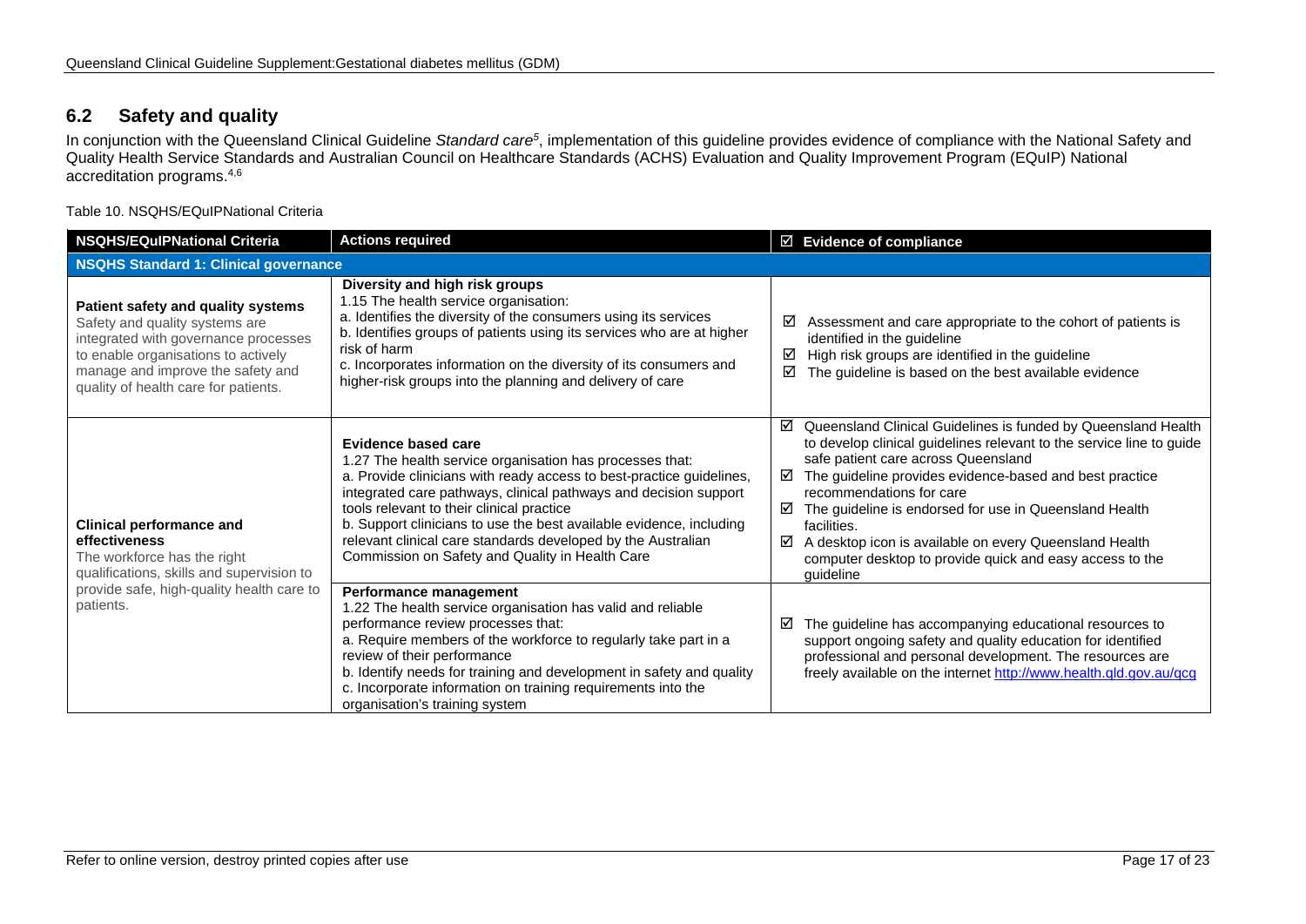## 6.2 Safety and quality

In conjunction with the Queensland Clinical Guideline *Standard care*[5], implementation of this guideline provides evidence of compliance with the National Safety and Quality Health Service Standards and Australian Council on Healthcare Standards (ACHS) Evaluation and Quality Improvement Program (EQuIP) National accreditation programs.[4,6]

Table 10. NSQHS/EQuIPNational Criteria

| NSQHS/EQuIPNational Criteria | Actions required | ☑ Evidence of compliance |
|---|---|---|
| **NSQHS Standard 1: Clinical governance** | | |
| **Patient safety and quality systems** Safety and quality systems are integrated with governance processes to enable organisations to actively manage and improve the safety and quality of health care for patients. | **Diversity and high risk groups** 1.15 The health service organisation: a. Identifies the diversity of the consumers using its services b. Identifies groups of patients using its services who are at higher risk of harm c. Incorporates information on the diversity of its consumers and higher-risk groups into the planning and delivery of care | ☑ Assessment and care appropriate to the cohort of patients is identified in the guideline ☑ High risk groups are identified in the guideline ☑ The guideline is based on the best available evidence |
| **Clinical performance and effectiveness** The workforce has the right qualifications, skills and supervision to provide safe, high-quality health care to patients. | **Evidence based care** 1.27 The health service organisation has processes that: a. Provide clinicians with ready access to best-practice guidelines, integrated care pathways, clinical pathways and decision support tools relevant to their clinical practice b. Support clinicians to use the best available evidence, including relevant clinical care standards developed by the Australian Commission on Safety and Quality in Health Care | ☑ Queensland Clinical Guidelines is funded by Queensland Health to develop clinical guidelines relevant to the service line to guide safe patient care across Queensland ☑ The guideline provides evidence-based and best practice recommendations for care ☑ The guideline is endorsed for use in Queensland Health facilities. ☑ A desktop icon is available on every Queensland Health computer desktop to provide quick and easy access to the guideline |
| | **Performance management** 1.22 The health service organisation has valid and reliable performance review processes that: a. Require members of the workforce to regularly take part in a review of their performance b. Identify needs for training and development in safety and quality c. Incorporate information on training requirements into the organisation's training system | ☑ The guideline has accompanying educational resources to support ongoing safety and quality education for identified professional and personal development. The resources are freely available on the internet http://www.health.qld.gov.au/qcg |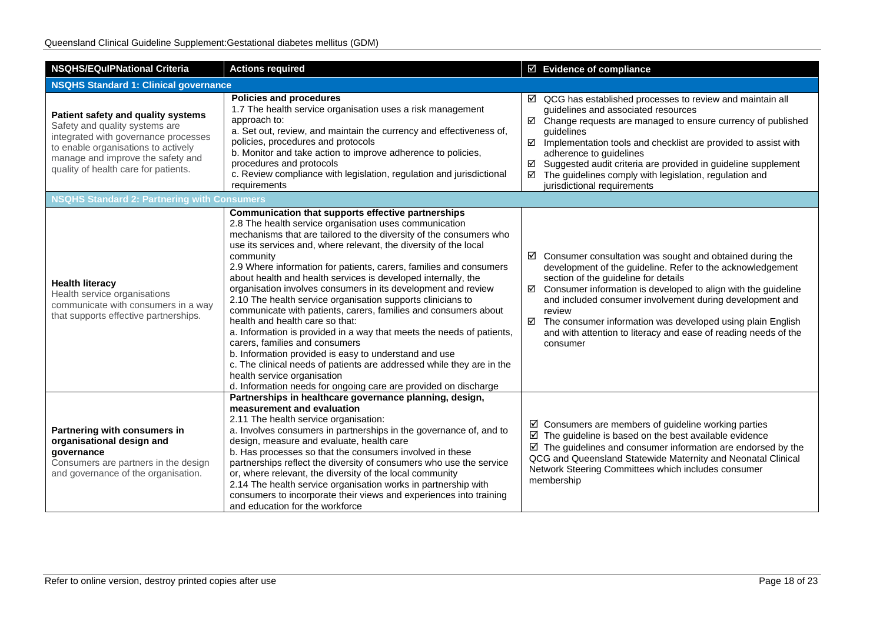| NSQHS/EQuIPNational Criteria | Actions required | ☑ Evidence of compliance |
|---|---|---|
| **NSQHS Standard 1: Clinical governance** | | |
| **Patient safety and quality systems**<br>Safety and quality systems are integrated with governance processes to enable organisations to actively manage and improve the safety and quality of health care for patients. | **Policies and procedures**<br>1.7 The health service organisation uses a risk management approach to:<br>a. Set out, review, and maintain the currency and effectiveness of, policies, procedures and protocols<br>b. Monitor and take action to improve adherence to policies, procedures and protocols<br>c. Review compliance with legislation, regulation and jurisdictional requirements | ☑ QCG has established processes to review and maintain all guidelines and associated resources<br>☑ Change requests are managed to ensure currency of published guidelines<br>☑ Implementation tools and checklist are provided to assist with adherence to guidelines<br>☑ Suggested audit criteria are provided in guideline supplement<br>☑ The guidelines comply with legislation, regulation and jurisdictional requirements |
| **NSQHS Standard 2: Partnering with Consumers** | | |
| **Health literacy**<br>Health service organisations communicate with consumers in a way that supports effective partnerships. | **Communication that supports effective partnerships**<br>2.8 The health service organisation uses communication mechanisms that are tailored to the diversity of the consumers who use its services and, where relevant, the diversity of the local community<br>2.9 Where information for patients, carers, families and consumers about health and health services is developed internally, the organisation involves consumers in its development and review<br>2.10 The health service organisation supports clinicians to communicate with patients, carers, families and consumers about health and health care so that:<br>a. Information is provided in a way that meets the needs of patients, carers, families and consumers<br>b. Information provided is easy to understand and use<br>c. The clinical needs of patients are addressed while they are in the health service organisation<br>d. Information needs for ongoing care are provided on discharge | ☑ Consumer consultation was sought and obtained during the development of the guideline. Refer to the acknowledgement section of the guideline for details<br>☑ Consumer information is developed to align with the guideline and included consumer involvement during development and review<br>☑ The consumer information was developed using plain English and with attention to literacy and ease of reading needs of the consumer |
| **Partnering with consumers in organisational design and governance**<br>Consumers are partners in the design and governance of the organisation. | **Partnerships in healthcare governance planning, design, measurement and evaluation**<br>2.11 The health service organisation:<br>a. Involves consumers in partnerships in the governance of, and to design, measure and evaluate, health care<br>b. Has processes so that the consumers involved in these partnerships reflect the diversity of consumers who use the service or, where relevant, the diversity of the local community<br>2.14 The health service organisation works in partnership with consumers to incorporate their views and experiences into training and education for the workforce | ☑ Consumers are members of guideline working parties<br>☑ The guideline is based on the best available evidence<br>☑ The guidelines and consumer information are endorsed by the QCG and Queensland Statewide Maternity and Neonatal Clinical Network Steering Committees which includes consumer membership |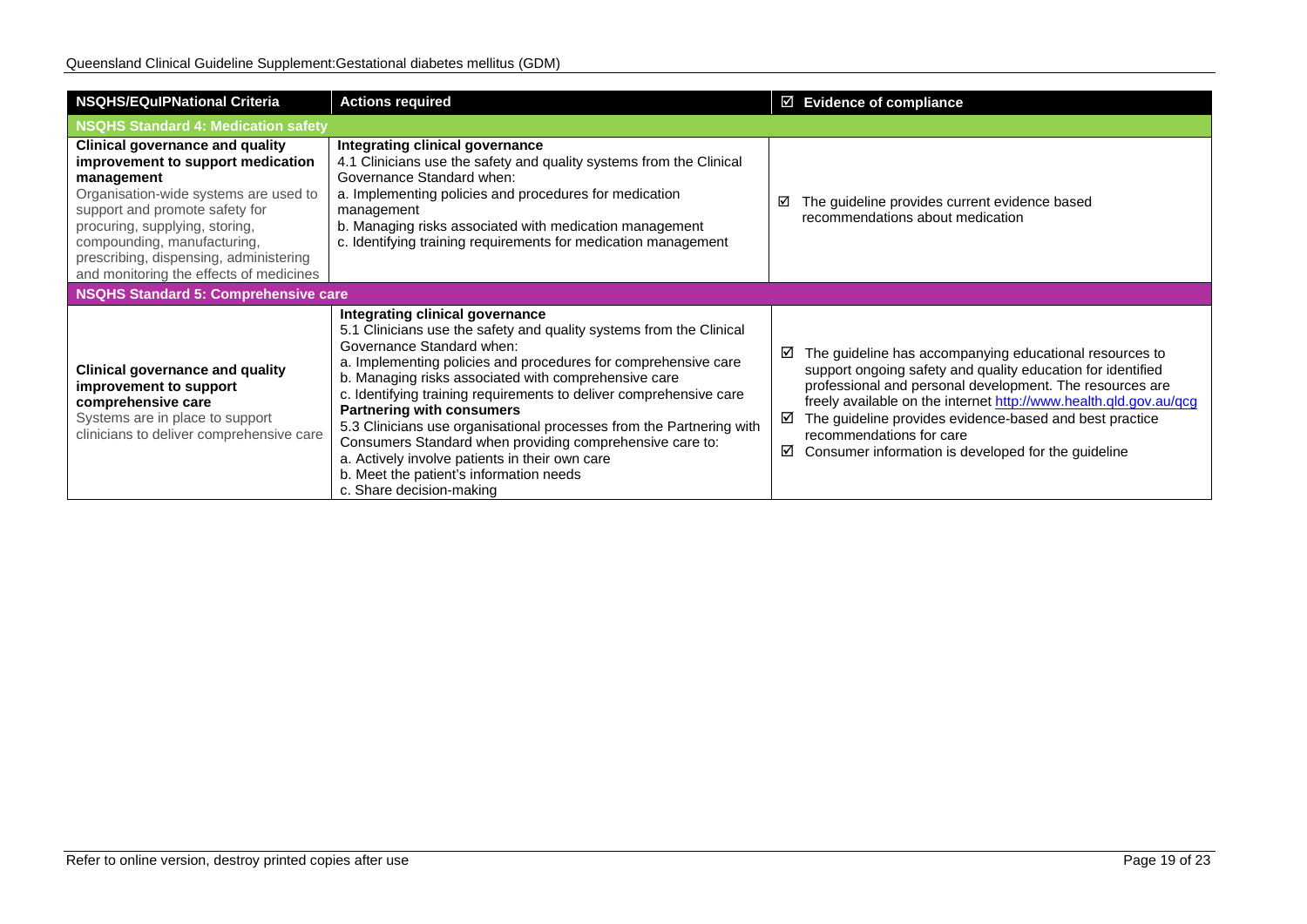| NSQHS/EQuIPNational Criteria | Actions required | ☑ Evidence of compliance |
|---|---|---|
| **NSQHS Standard 4: Medication safety** | | |
| **Clinical governance and quality improvement to support medication management**<br>Organisation-wide systems are used to support and promote safety for procuring, supplying, storing, compounding, manufacturing, prescribing, dispensing, administering and monitoring the effects of medicines | **Integrating clinical governance**<br>4.1 Clinicians use the safety and quality systems from the Clinical Governance Standard when:<br>a. Implementing policies and procedures for medication management<br>b. Managing risks associated with medication management<br>c. Identifying training requirements for medication management | ☑ The guideline provides current evidence based recommendations about medication |
| **NSQHS Standard 5: Comprehensive care** | | |
| **Clinical governance and quality improvement to support comprehensive care**<br>Systems are in place to support clinicians to deliver comprehensive care | **Integrating clinical governance**<br>5.1 Clinicians use the safety and quality systems from the Clinical Governance Standard when:<br>a. Implementing policies and procedures for comprehensive care<br>b. Managing risks associated with comprehensive care<br>c. Identifying training requirements to deliver comprehensive care<br>**Partnering with consumers**<br>5.3 Clinicians use organisational processes from the Partnering with Consumers Standard when providing comprehensive care to:<br>a. Actively involve patients in their own care<br>b. Meet the patient's information needs<br>c. Share decision-making | ☑ The guideline has accompanying educational resources to support ongoing safety and quality education for identified professional and personal development. The resources are freely available on the internet http://www.health.qld.gov.au/qcg<br>☑ The guideline provides evidence-based and best practice recommendations for care<br>☑ Consumer information is developed for the guideline |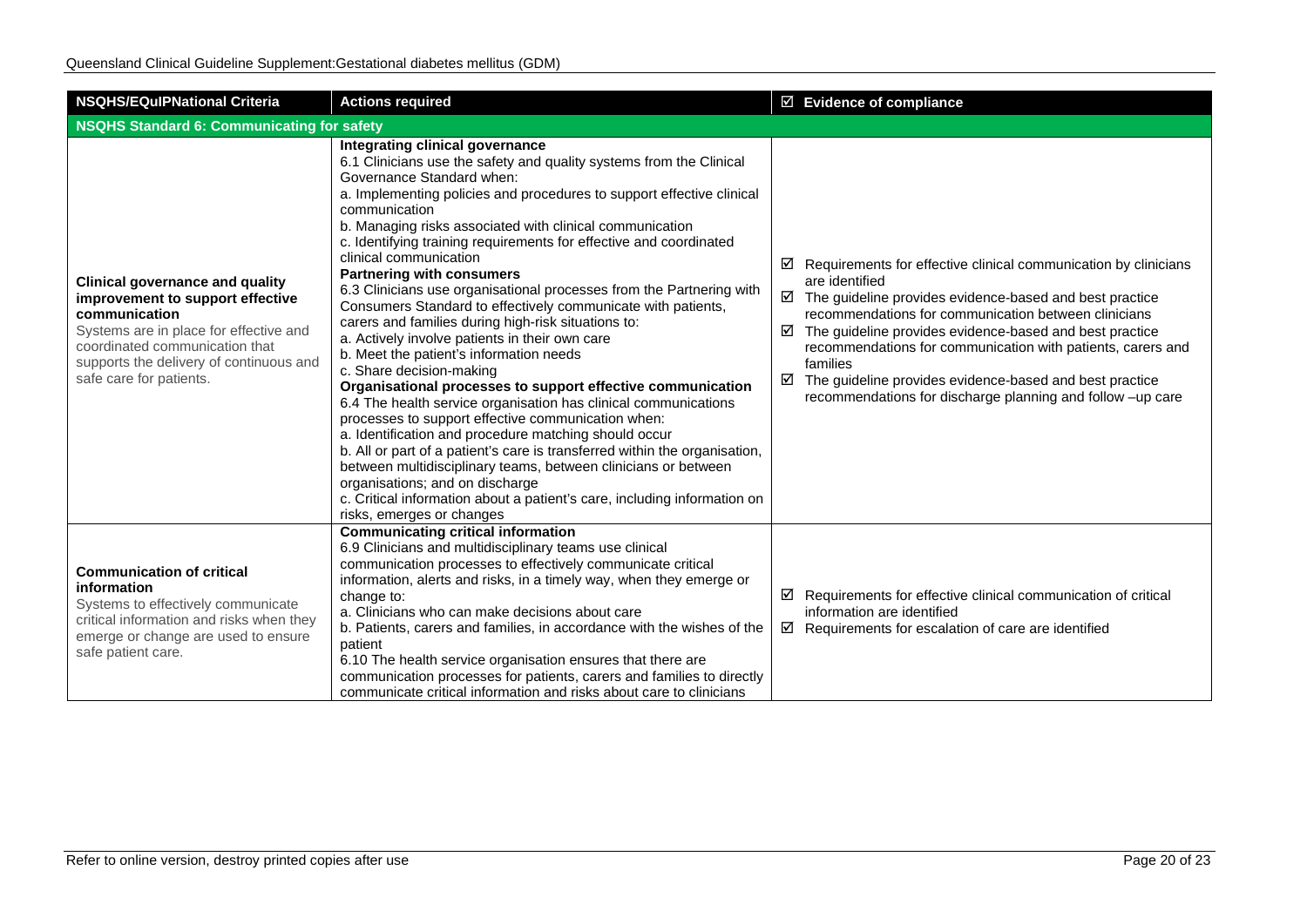| NSQHS/EQuIPNational Criteria | Actions required | ☑ Evidence of compliance |
|---|---|---|
| **NSQHS Standard 6: Communicating for safety** | | |
| **Clinical governance and quality improvement to support effective communication**<br>Systems are in place for effective and coordinated communication that supports the delivery of continuous and safe care for patients. | **Integrating clinical governance**<br>6.1 Clinicians use the safety and quality systems from the Clinical Governance Standard when:<br>a. Implementing policies and procedures to support effective clinical communication<br>b. Managing risks associated with clinical communication<br>c. Identifying training requirements for effective and coordinated clinical communication<br>**Partnering with consumers**<br>6.3 Clinicians use organisational processes from the Partnering with Consumers Standard to effectively communicate with patients, carers and families during high-risk situations to:<br>a. Actively involve patients in their own care<br>b. Meet the patient's information needs<br>c. Share decision-making<br>**Organisational processes to support effective communication**<br>6.4 The health service organisation has clinical communications processes to support effective communication when:<br>a. Identification and procedure matching should occur<br>b. All or part of a patient's care is transferred within the organisation, between multidisciplinary teams, between clinicians or between organisations; and on discharge<br>c. Critical information about a patient's care, including information on risks, emerges or changes | ☑ Requirements for effective clinical communication by clinicians are identified<br>☑ The guideline provides evidence-based and best practice recommendations for communication between clinicians<br>☑ The guideline provides evidence-based and best practice recommendations for communication with patients, carers and families<br>☑ The guideline provides evidence-based and best practice recommendations for discharge planning and follow –up care |
| **Communication of critical information**<br>Systems to effectively communicate critical information and risks when they emerge or change are used to ensure safe patient care. | **Communicating critical information**<br>6.9 Clinicians and multidisciplinary teams use clinical communication processes to effectively communicate critical information, alerts and risks, in a timely way, when they emerge or change to:<br>a. Clinicians who can make decisions about care<br>b. Patients, carers and families, in accordance with the wishes of the patient<br>6.10 The health service organisation ensures that there are communication processes for patients, carers and families to directly communicate critical information and risks about care to clinicians | ☑ Requirements for effective clinical communication of critical information are identified<br>☑ Requirements for escalation of care are identified |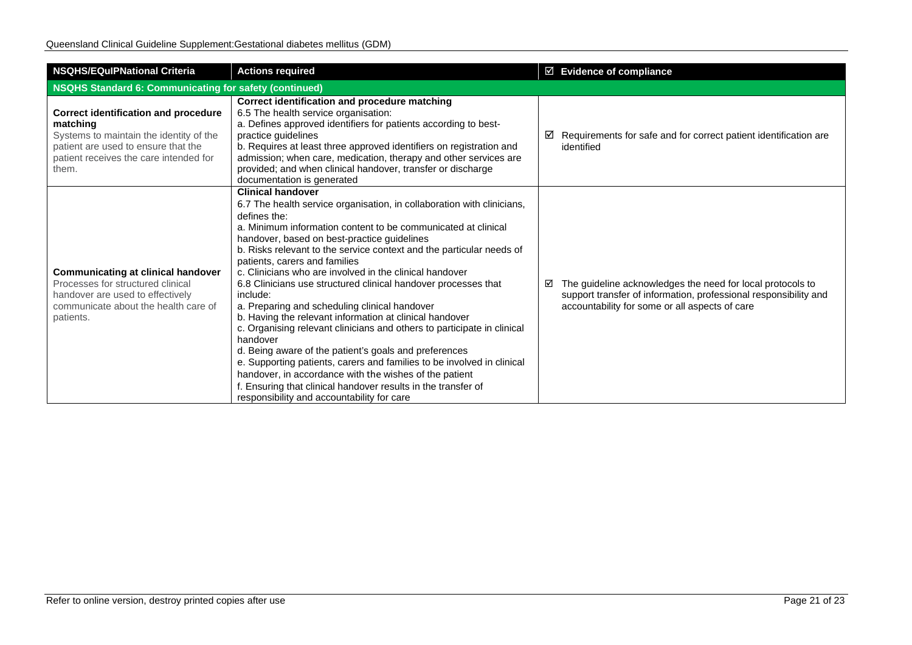| NSQHS/EQuIPNational Criteria | Actions required | ☑ Evidence of compliance |
|---|---|---|
| **NSQHS Standard 6: Communicating for safety (continued)** | | |
| **Correct identification and procedure matching**<br>Systems to maintain the identity of the patient are used to ensure that the patient receives the care intended for them. | **Correct identification and procedure matching**<br>6.5 The health service organisation:<br>a. Defines approved identifiers for patients according to best-practice guidelines<br>b. Requires at least three approved identifiers on registration and admission; when care, medication, therapy and other services are provided; and when clinical handover, transfer or discharge documentation is generated | ☑ Requirements for safe and for correct patient identification are identified |
| **Communicating at clinical handover**<br>Processes for structured clinical handover are used to effectively communicate about the health care of patients. | **Clinical handover**<br>6.7 The health service organisation, in collaboration with clinicians, defines the:<br>a. Minimum information content to be communicated at clinical handover, based on best-practice guidelines<br>b. Risks relevant to the service context and the particular needs of patients, carers and families<br>c. Clinicians who are involved in the clinical handover<br>6.8 Clinicians use structured clinical handover processes that include:<br>a. Preparing and scheduling clinical handover<br>b. Having the relevant information at clinical handover<br>c. Organising relevant clinicians and others to participate in clinical handover<br>d. Being aware of the patient's goals and preferences<br>e. Supporting patients, carers and families to be involved in clinical handover, in accordance with the wishes of the patient<br>f. Ensuring that clinical handover results in the transfer of responsibility and accountability for care | ☑ The guideline acknowledges the need for local protocols to support transfer of information, professional responsibility and accountability for some or all aspects of care |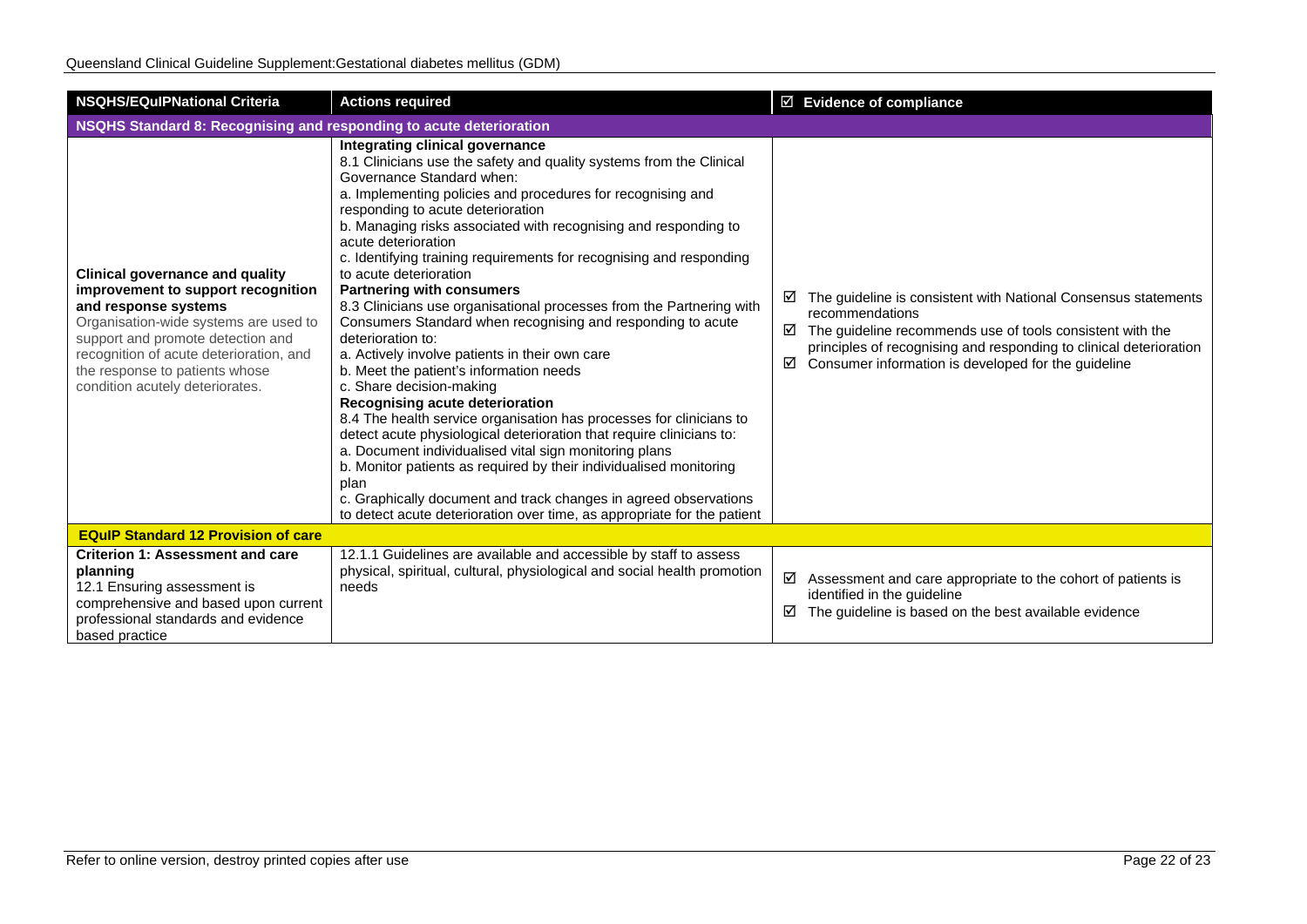| NSQHS/EQuIPNational Criteria | Actions required | ☑ Evidence of compliance |
|---|---|---|
| **NSQHS Standard 8: Recognising and responding to acute deterioration** | | |
| **Clinical governance and quality improvement to support recognition and response systems**<br>Organisation-wide systems are used to support and promote detection and recognition of acute deterioration, and the response to patients whose condition acutely deteriorates. | **Integrating clinical governance**<br>8.1 Clinicians use the safety and quality systems from the Clinical Governance Standard when:<br>a. Implementing policies and procedures for recognising and responding to acute deterioration<br>b. Managing risks associated with recognising and responding to acute deterioration<br>c. Identifying training requirements for recognising and responding to acute deterioration<br>**Partnering with consumers**<br>8.3 Clinicians use organisational processes from the Partnering with Consumers Standard when recognising and responding to acute deterioration to:<br>a. Actively involve patients in their own care<br>b. Meet the patient's information needs<br>c. Share decision-making<br>**Recognising acute deterioration**<br>8.4 The health service organisation has processes for clinicians to detect acute physiological deterioration that require clinicians to:<br>a. Document individualised vital sign monitoring plans<br>b. Monitor patients as required by their individualised monitoring plan<br>c. Graphically document and track changes in agreed observations to detect acute deterioration over time, as appropriate for the patient | ☑ The guideline is consistent with National Consensus statements recommendations<br>☑ The guideline recommends use of tools consistent with the principles of recognising and responding to clinical deterioration<br>☑ Consumer information is developed for the guideline |
| **EQuIP Standard 12 Provision of care** | | |
| **Criterion 1: Assessment and care planning**<br>12.1 Ensuring assessment is comprehensive and based upon current professional standards and evidence based practice | 12.1.1 Guidelines are available and accessible by staff to assess physical, spiritual, cultural, physiological and social health promotion needs | ☑ Assessment and care appropriate to the cohort of patients is identified in the guideline<br>☑ The guideline is based on the best available evidence |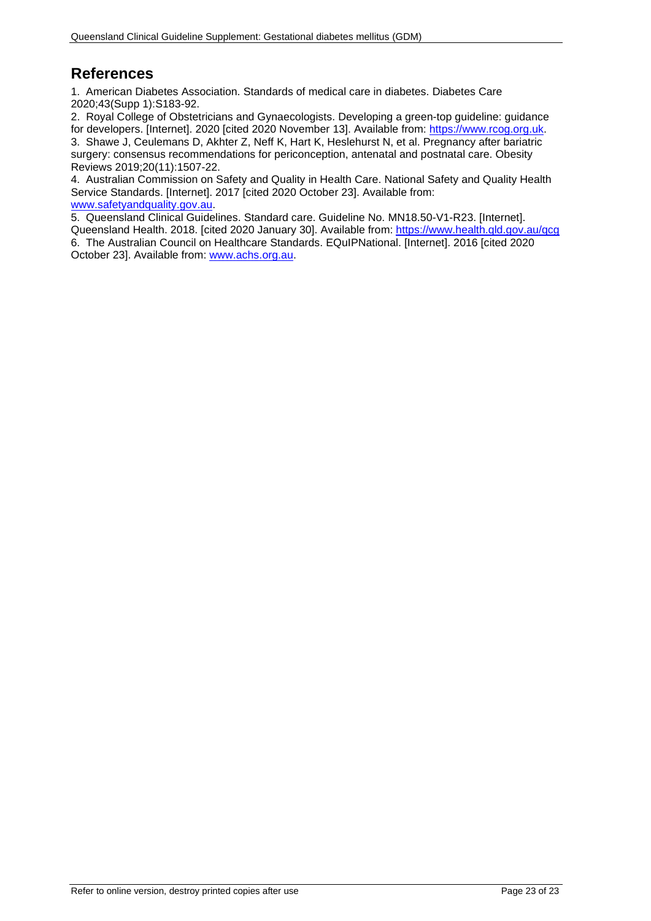# References

1. American Diabetes Association. Standards of medical care in diabetes. Diabetes Care 2020;43(Supp 1):S183-92.
2. Royal College of Obstetricians and Gynaecologists. Developing a green-top guideline: guidance for developers. [Internet]. 2020 [cited 2020 November 13]. Available from: https://www.rcog.org.uk.
3. Shawe J, Ceulemans D, Akhter Z, Neff K, Hart K, Heslehurst N, et al. Pregnancy after bariatric surgery: consensus recommendations for periconception, antenatal and postnatal care. Obesity Reviews 2019;20(11):1507-22.
4. Australian Commission on Safety and Quality in Health Care. National Safety and Quality Health Service Standards. [Internet]. 2017 [cited 2020 October 23]. Available from: www.safetyandquality.gov.au.
5. Queensland Clinical Guidelines. Standard care. Guideline No. MN18.50-V1-R23. [Internet]. Queensland Health. 2018. [cited 2020 January 30]. Available from: https://www.health.qld.gov.au/qcg
6. The Australian Council on Healthcare Standards. EQuIPNational. [Internet]. 2016 [cited 2020 October 23]. Available from: www.achs.org.au.